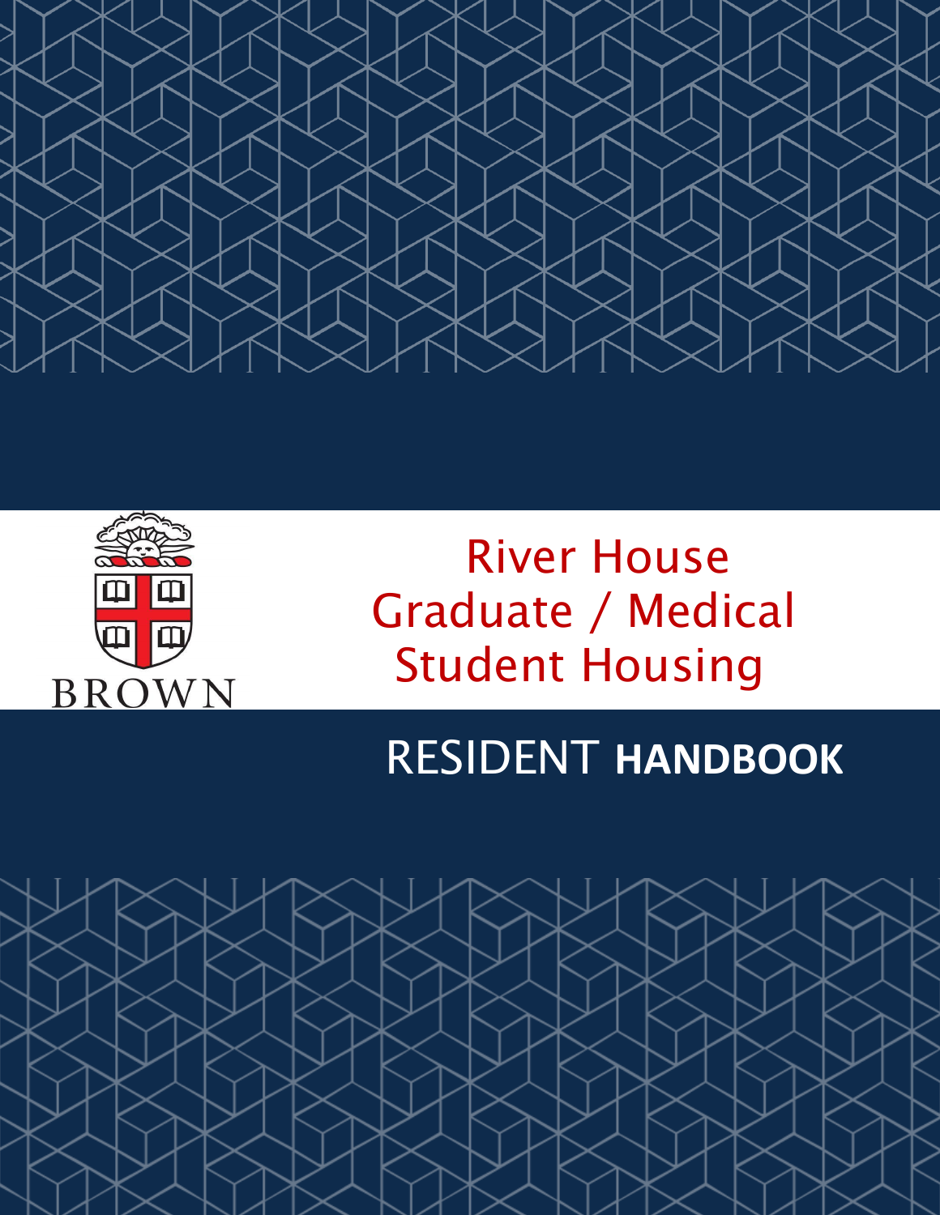BROWN

# River House Graduate / Medical Student Housing

## RESIDENT **HANDBOOK**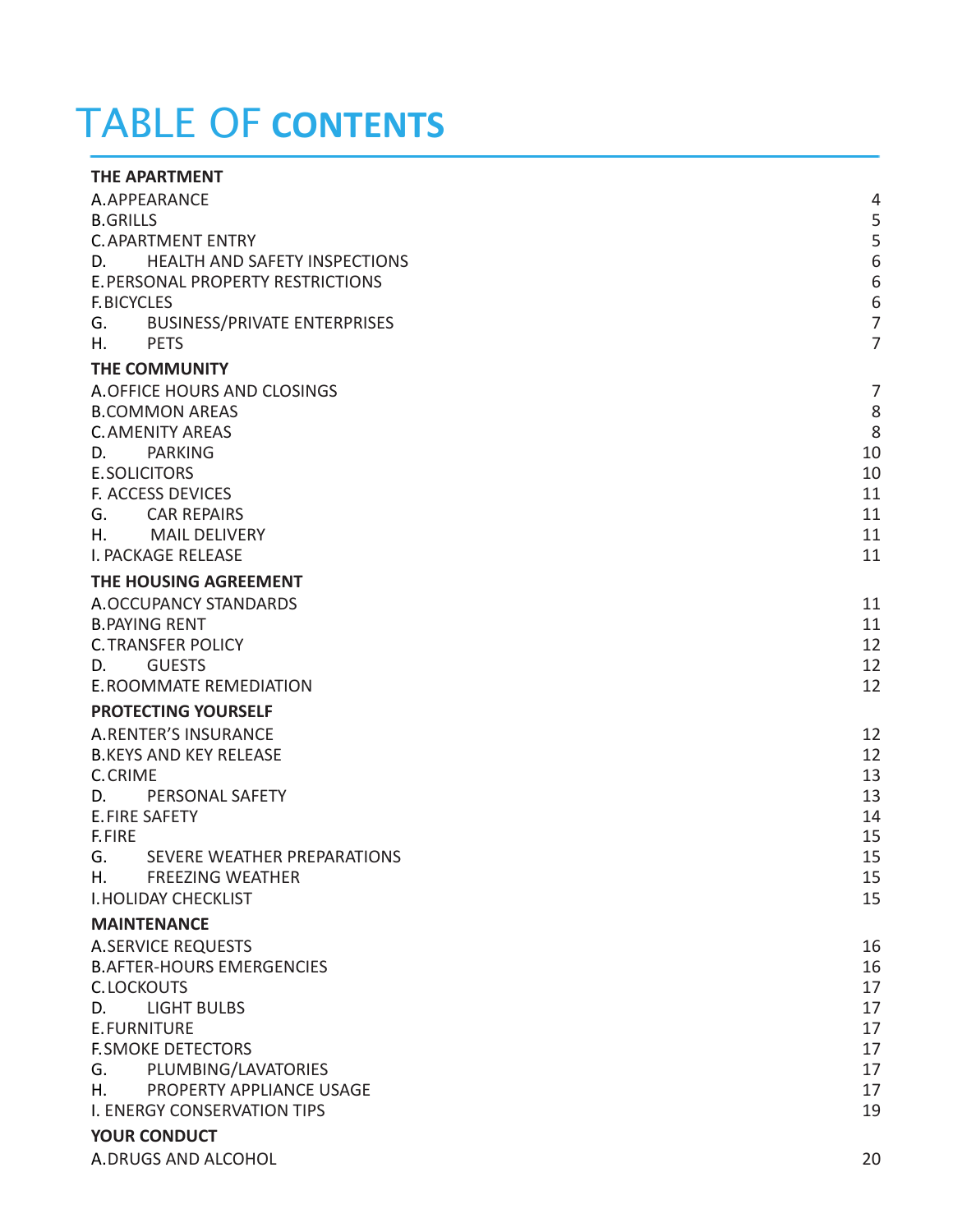# TABLE OF CONTENTS

| | |
|---|---|
| **THE APARTMENT** | |
| A. APPEARANCE | 4 |
| B. GRILLS | 5 |
| C. APARTMENT ENTRY | 5 |
| D. HEALTH AND SAFETY INSPECTIONS | 6 |
| E. PERSONAL PROPERTY RESTRICTIONS | 6 |
| F. BICYCLES | 6 |
| G. BUSINESS/PRIVATE ENTERPRISES | 7 |
| H. PETS | 7 |
| **THE COMMUNITY** | |
| A. OFFICE HOURS AND CLOSINGS | 7 |
| B. COMMON AREAS | 8 |
| C. AMENITY AREAS | 8 |
| D. PARKING | 10 |
| E. SOLICITORS | 10 |
| F. ACCESS DEVICES | 11 |
| G. CAR REPAIRS | 11 |
| H. MAIL DELIVERY | 11 |
| I. PACKAGE RELEASE | 11 |
| **THE HOUSING AGREEMENT** | |
| A. OCCUPANCY STANDARDS | 11 |
| B. PAYING RENT | 11 |
| C. TRANSFER POLICY | 12 |
| D. GUESTS | 12 |
| E. ROOMMATE REMEDIATION | 12 |
| **PROTECTING YOURSELF** | |
| A. RENTER'S INSURANCE | 12 |
| B. KEYS AND KEY RELEASE | 12 |
| C. CRIME | 13 |
| D. PERSONAL SAFETY | 13 |
| E. FIRE SAFETY | 14 |
| F. FIRE | 15 |
| G. SEVERE WEATHER PREPARATIONS | 15 |
| H. FREEZING WEATHER | 15 |
| I. HOLIDAY CHECKLIST | 15 |
| **MAINTENANCE** | |
| A. SERVICE REQUESTS | 16 |
| B. AFTER-HOURS EMERGENCIES | 16 |
| C. LOCKOUTS | 17 |
| D. LIGHT BULBS | 17 |
| E. FURNITURE | 17 |
| F. SMOKE DETECTORS | 17 |
| G. PLUMBING/LAVATORIES | 17 |
| H. PROPERTY APPLIANCE USAGE | 17 |
| I. ENERGY CONSERVATION TIPS | 19 |
| **YOUR CONDUCT** | |
| A. DRUGS AND ALCOHOL | 20 |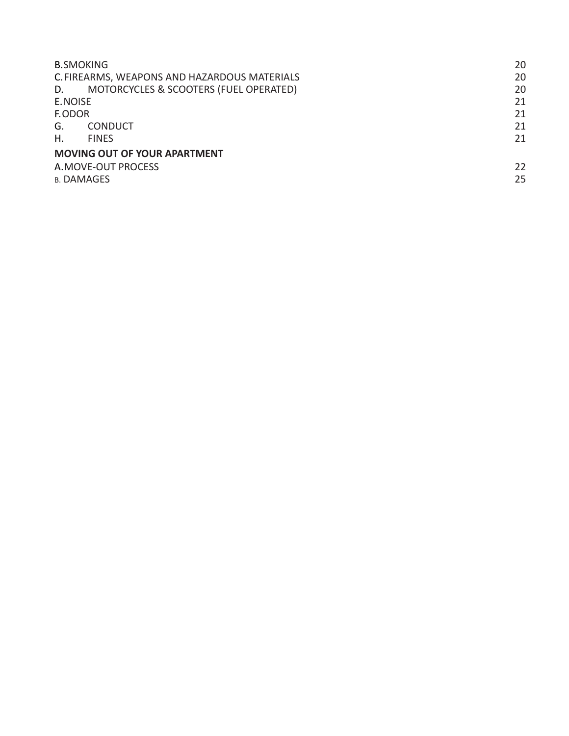| | |
|---|---|
| B. SMOKING | 20 |
| C. FIREARMS, WEAPONS AND HAZARDOUS MATERIALS | 20 |
| D. MOTORCYCLES & SCOOTERS (FUEL OPERATED) | 20 |
| E. NOISE | 21 |
| F. ODOR | 21 |
| G. CONDUCT | 21 |
| H. FINES | 21 |
| **MOVING OUT OF YOUR APARTMENT** | |
| A. MOVE-OUT PROCESS | 22 |
| B. DAMAGES | 25 |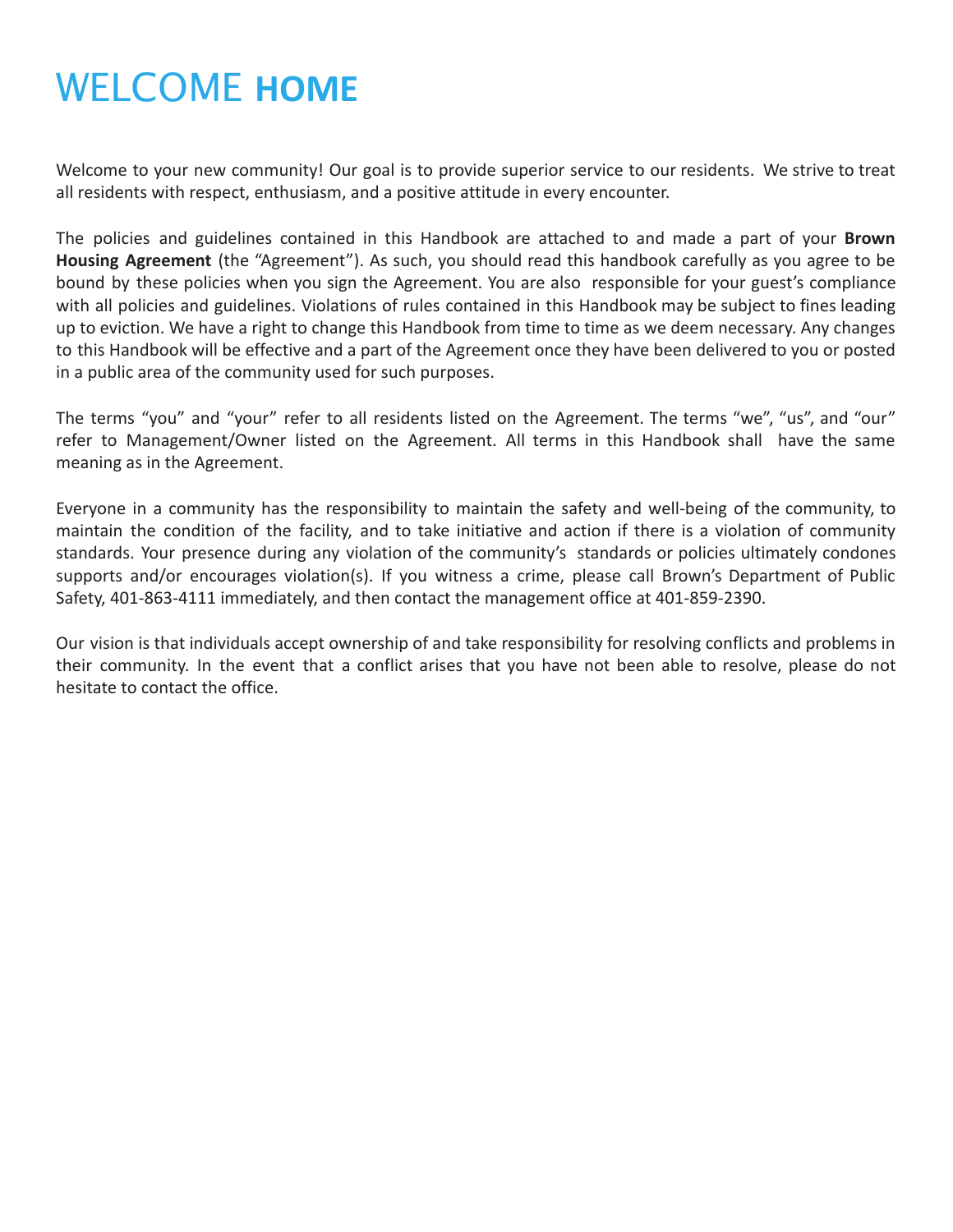# WELCOME **HOME**

Welcome to your new community! Our goal is to provide superior service to our residents. We strive to treat all residents with respect, enthusiasm, and a positive attitude in every encounter.

The policies and guidelines contained in this Handbook are attached to and made a part of your **Brown Housing Agreement** (the "Agreement"). As such, you should read this handbook carefully as you agree to be bound by these policies when you sign the Agreement. You are also responsible for your guest's compliance with all policies and guidelines. Violations of rules contained in this Handbook may be subject to fines leading up to eviction. We have a right to change this Handbook from time to time as we deem necessary. Any changes to this Handbook will be effective and a part of the Agreement once they have been delivered to you or posted in a public area of the community used for such purposes.

The terms "you" and "your" refer to all residents listed on the Agreement. The terms "we", "us", and "our" refer to Management/Owner listed on the Agreement. All terms in this Handbook shall have the same meaning as in the Agreement.

Everyone in a community has the responsibility to maintain the safety and well-being of the community, to maintain the condition of the facility, and to take initiative and action if there is a violation of community standards. Your presence during any violation of the community's standards or policies ultimately condones supports and/or encourages violation(s). If you witness a crime, please call Brown's Department of Public Safety, 401-863-4111 immediately, and then contact the management office at 401-859-2390.

Our vision is that individuals accept ownership of and take responsibility for resolving conflicts and problems in their community. In the event that a conflict arises that you have not been able to resolve, please do not hesitate to contact the office.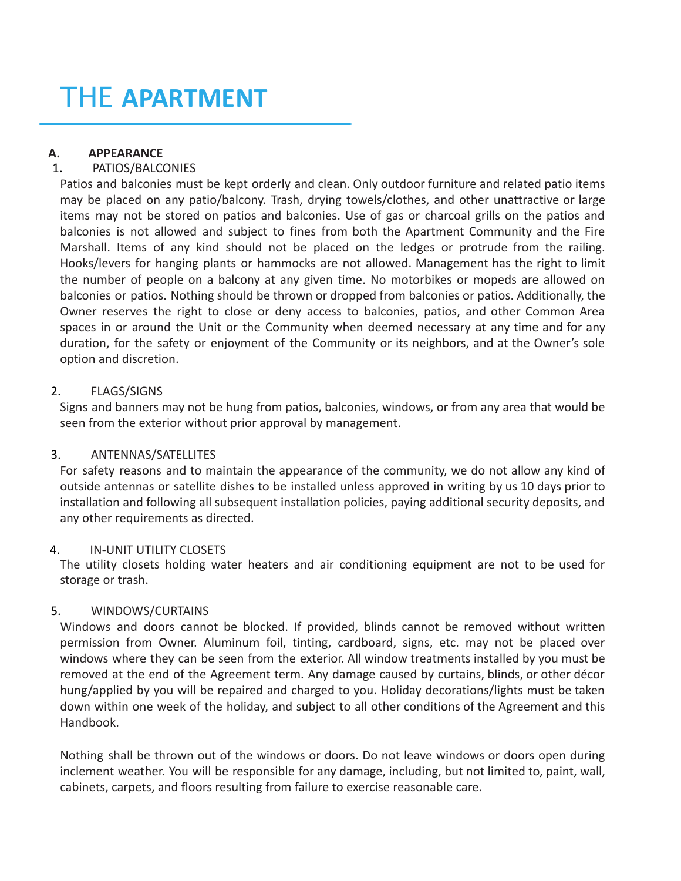# THE **APARTMENT**

## A. APPEARANCE

### 1. PATIOS/BALCONIES

Patios and balconies must be kept orderly and clean. Only outdoor furniture and related patio items may be placed on any patio/balcony. Trash, drying towels/clothes, and other unattractive or large items may not be stored on patios and balconies. Use of gas or charcoal grills on the patios and balconies is not allowed and subject to fines from both the Apartment Community and the Fire Marshall. Items of any kind should not be placed on the ledges or protrude from the railing. Hooks/levers for hanging plants or hammocks are not allowed. Management has the right to limit the number of people on a balcony at any given time. No motorbikes or mopeds are allowed on balconies or patios. Nothing should be thrown or dropped from balconies or patios. Additionally, the Owner reserves the right to close or deny access to balconies, patios, and other Common Area spaces in or around the Unit or the Community when deemed necessary at any time and for any duration, for the safety or enjoyment of the Community or its neighbors, and at the Owner's sole option and discretion.

### 2. FLAGS/SIGNS

Signs and banners may not be hung from patios, balconies, windows, or from any area that would be seen from the exterior without prior approval by management.

### 3. ANTENNAS/SATELLITES

For safety reasons and to maintain the appearance of the community, we do not allow any kind of outside antennas or satellite dishes to be installed unless approved in writing by us 10 days prior to installation and following all subsequent installation policies, paying additional security deposits, and any other requirements as directed.

### 4. IN-UNIT UTILITY CLOSETS

The utility closets holding water heaters and air conditioning equipment are not to be used for storage or trash.

### 5. WINDOWS/CURTAINS

Windows and doors cannot be blocked. If provided, blinds cannot be removed without written permission from Owner. Aluminum foil, tinting, cardboard, signs, etc. may not be placed over windows where they can be seen from the exterior. All window treatments installed by you must be removed at the end of the Agreement term. Any damage caused by curtains, blinds, or other décor hung/applied by you will be repaired and charged to you. Holiday decorations/lights must be taken down within one week of the holiday, and subject to all other conditions of the Agreement and this Handbook.

Nothing shall be thrown out of the windows or doors. Do not leave windows or doors open during inclement weather. You will be responsible for any damage, including, but not limited to, paint, wall, cabinets, carpets, and floors resulting from failure to exercise reasonable care.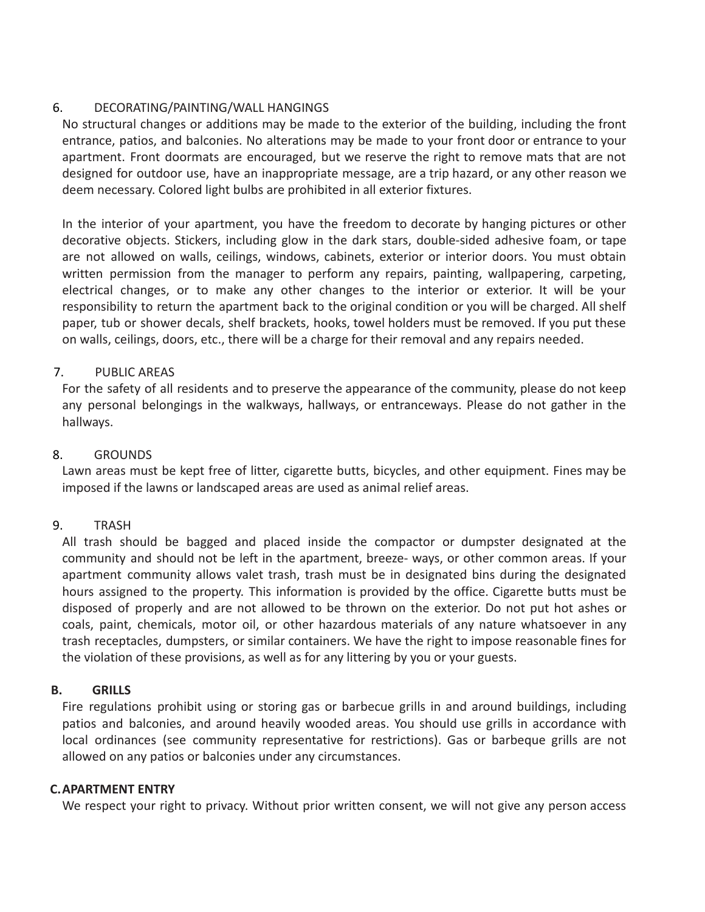6. DECORATING/PAINTING/WALL HANGINGS

No structural changes or additions may be made to the exterior of the building, including the front entrance, patios, and balconies. No alterations may be made to your front door or entrance to your apartment. Front doormats are encouraged, but we reserve the right to remove mats that are not designed for outdoor use, have an inappropriate message, are a trip hazard, or any other reason we deem necessary. Colored light bulbs are prohibited in all exterior fixtures.

In the interior of your apartment, you have the freedom to decorate by hanging pictures or other decorative objects. Stickers, including glow in the dark stars, double-sided adhesive foam, or tape are not allowed on walls, ceilings, windows, cabinets, exterior or interior doors. You must obtain written permission from the manager to perform any repairs, painting, wallpapering, carpeting, electrical changes, or to make any other changes to the interior or exterior. It will be your responsibility to return the apartment back to the original condition or you will be charged. All shelf paper, tub or shower decals, shelf brackets, hooks, towel holders must be removed. If you put these on walls, ceilings, doors, etc., there will be a charge for their removal and any repairs needed.

7. PUBLIC AREAS

For the safety of all residents and to preserve the appearance of the community, please do not keep any personal belongings in the walkways, hallways, or entranceways. Please do not gather in the hallways.

8. GROUNDS

Lawn areas must be kept free of litter, cigarette butts, bicycles, and other equipment. Fines may be imposed if the lawns or landscaped areas are used as animal relief areas.

9. TRASH

All trash should be bagged and placed inside the compactor or dumpster designated at the community and should not be left in the apartment, breeze- ways, or other common areas. If your apartment community allows valet trash, trash must be in designated bins during the designated hours assigned to the property. This information is provided by the office. Cigarette butts must be disposed of properly and are not allowed to be thrown on the exterior. Do not put hot ashes or coals, paint, chemicals, motor oil, or other hazardous materials of any nature whatsoever in any trash receptacles, dumpsters, or similar containers. We have the right to impose reasonable fines for the violation of these provisions, as well as for any littering by you or your guests.

**B. GRILLS**

Fire regulations prohibit using or storing gas or barbecue grills in and around buildings, including patios and balconies, and around heavily wooded areas. You should use grills in accordance with local ordinances (see community representative for restrictions). Gas or barbeque grills are not allowed on any patios or balconies under any circumstances.

**C. APARTMENT ENTRY**

We respect your right to privacy. Without prior written consent, we will not give any person access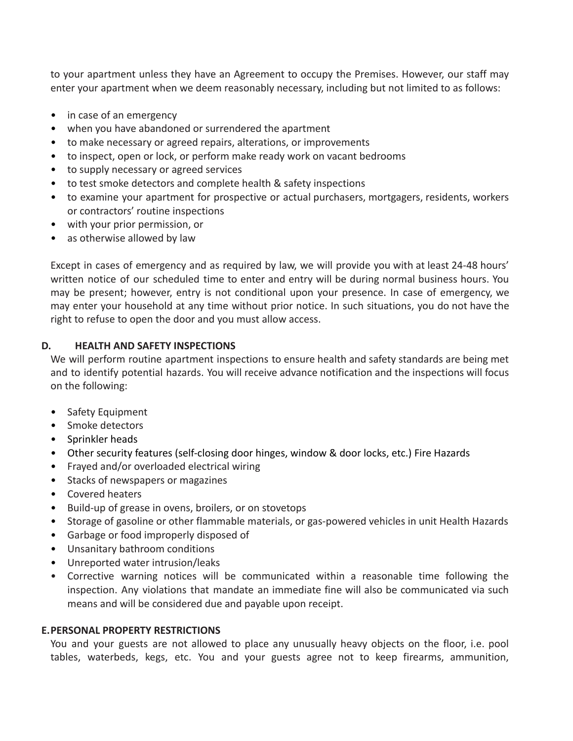to your apartment unless they have an Agreement to occupy the Premises. However, our staff may enter your apartment when we deem reasonably necessary, including but not limited to as follows:

- in case of an emergency
- when you have abandoned or surrendered the apartment
- to make necessary or agreed repairs, alterations, or improvements
- to inspect, open or lock, or perform make ready work on vacant bedrooms
- to supply necessary or agreed services
- to test smoke detectors and complete health & safety inspections
- to examine your apartment for prospective or actual purchasers, mortgagers, residents, workers or contractors' routine inspections
- with your prior permission, or
- as otherwise allowed by law

Except in cases of emergency and as required by law, we will provide you with at least 24-48 hours' written notice of our scheduled time to enter and entry will be during normal business hours. You may be present; however, entry is not conditional upon your presence. In case of emergency, we may enter your household at any time without prior notice. In such situations, you do not have the right to refuse to open the door and you must allow access.

**D. HEALTH AND SAFETY INSPECTIONS**

We will perform routine apartment inspections to ensure health and safety standards are being met and to identify potential hazards. You will receive advance notification and the inspections will focus on the following:

- Safety Equipment
- Smoke detectors
- Sprinkler heads
- Other security features (self-closing door hinges, window & door locks, etc.) Fire Hazards
- Frayed and/or overloaded electrical wiring
- Stacks of newspapers or magazines
- Covered heaters
- Build-up of grease in ovens, broilers, or on stovetops
- Storage of gasoline or other flammable materials, or gas-powered vehicles in unit Health Hazards
- Garbage or food improperly disposed of
- Unsanitary bathroom conditions
- Unreported water intrusion/leaks
- Corrective warning notices will be communicated within a reasonable time following the inspection. Any violations that mandate an immediate fine will also be communicated via such means and will be considered due and payable upon receipt.

**E. PERSONAL PROPERTY RESTRICTIONS**

You and your guests are not allowed to place any unusually heavy objects on the floor, i.e. pool tables, waterbeds, kegs, etc. You and your guests agree not to keep firearms, ammunition,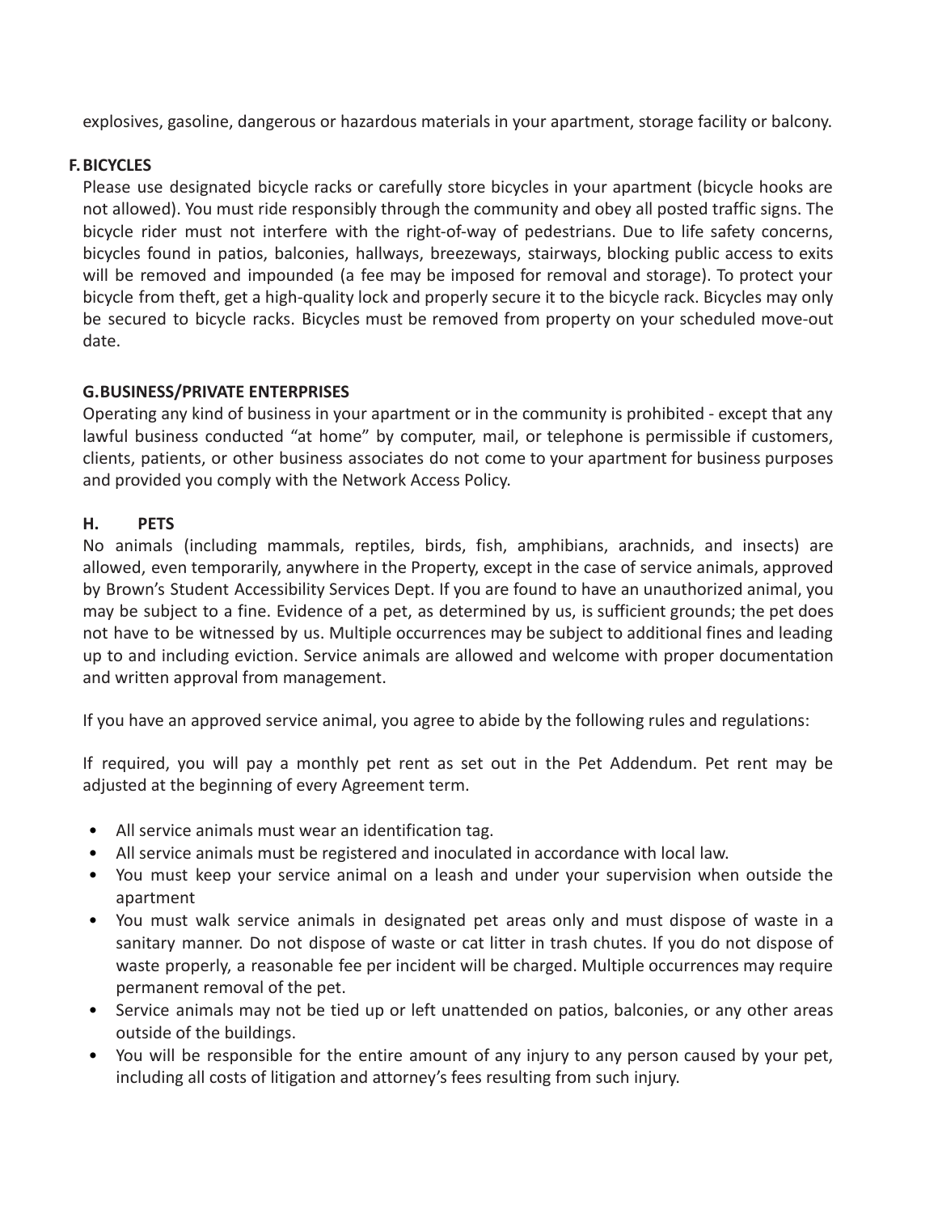explosives, gasoline, dangerous or hazardous materials in your apartment, storage facility or balcony.

### F. BICYCLES

Please use designated bicycle racks or carefully store bicycles in your apartment (bicycle hooks are not allowed). You must ride responsibly through the community and obey all posted traffic signs. The bicycle rider must not interfere with the right-of-way of pedestrians. Due to life safety concerns, bicycles found in patios, balconies, hallways, breezeways, stairways, blocking public access to exits will be removed and impounded (a fee may be imposed for removal and storage). To protect your bicycle from theft, get a high-quality lock and properly secure it to the bicycle rack. Bicycles may only be secured to bicycle racks. Bicycles must be removed from property on your scheduled move-out date.

### G. BUSINESS/PRIVATE ENTERPRISES

Operating any kind of business in your apartment or in the community is prohibited - except that any lawful business conducted "at home" by computer, mail, or telephone is permissible if customers, clients, patients, or other business associates do not come to your apartment for business purposes and provided you comply with the Network Access Policy.

### H. PETS

No animals (including mammals, reptiles, birds, fish, amphibians, arachnids, and insects) are allowed, even temporarily, anywhere in the Property, except in the case of service animals, approved by Brown's Student Accessibility Services Dept. If you are found to have an unauthorized animal, you may be subject to a fine. Evidence of a pet, as determined by us, is sufficient grounds; the pet does not have to be witnessed by us. Multiple occurrences may be subject to additional fines and leading up to and including eviction. Service animals are allowed and welcome with proper documentation and written approval from management.

If you have an approved service animal, you agree to abide by the following rules and regulations:

If required, you will pay a monthly pet rent as set out in the Pet Addendum. Pet rent may be adjusted at the beginning of every Agreement term.

- All service animals must wear an identification tag.
- All service animals must be registered and inoculated in accordance with local law.
- You must keep your service animal on a leash and under your supervision when outside the apartment
- You must walk service animals in designated pet areas only and must dispose of waste in a sanitary manner. Do not dispose of waste or cat litter in trash chutes. If you do not dispose of waste properly, a reasonable fee per incident will be charged. Multiple occurrences may require permanent removal of the pet.
- Service animals may not be tied up or left unattended on patios, balconies, or any other areas outside of the buildings.
- You will be responsible for the entire amount of any injury to any person caused by your pet, including all costs of litigation and attorney's fees resulting from such injury.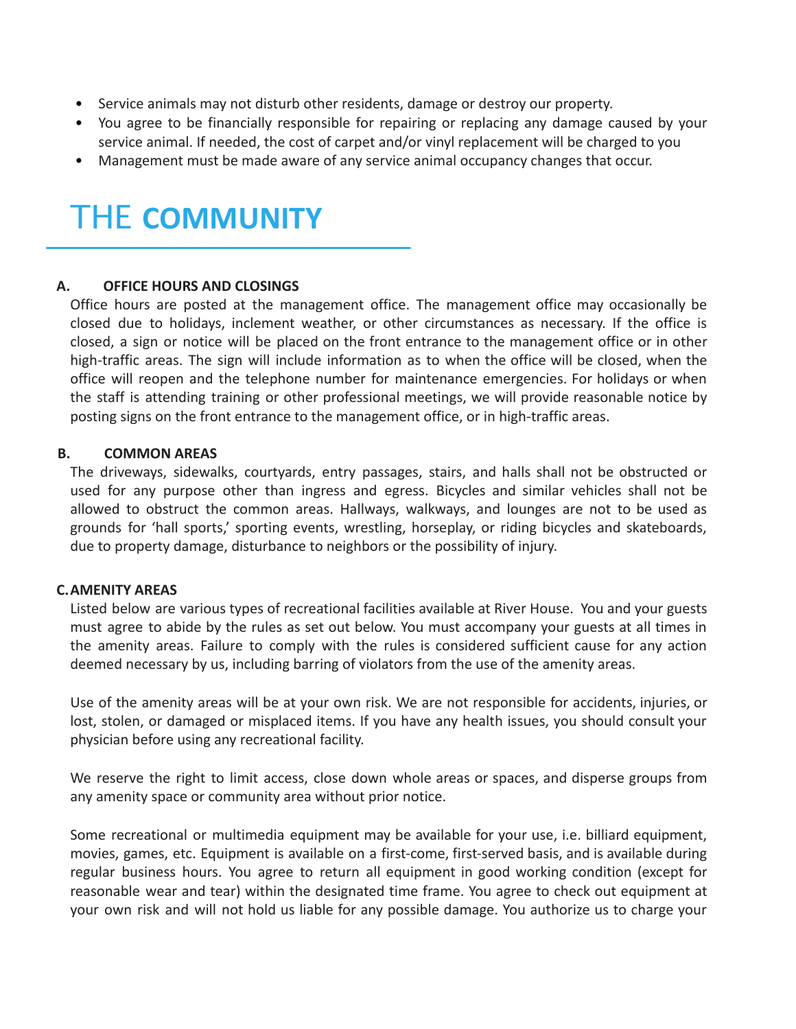- Service animals may not disturb other residents, damage or destroy our property.
- You agree to be financially responsible for repairing or replacing any damage caused by your service animal. If needed, the cost of carpet and/or vinyl replacement will be charged to you
- Management must be made aware of any service animal occupancy changes that occur.

# THE **COMMUNITY**

### A. OFFICE HOURS AND CLOSINGS

Office hours are posted at the management office. The management office may occasionally be closed due to holidays, inclement weather, or other circumstances as necessary. If the office is closed, a sign or notice will be placed on the front entrance to the management office or in other high-traffic areas. The sign will include information as to when the office will be closed, when the office will reopen and the telephone number for maintenance emergencies. For holidays or when the staff is attending training or other professional meetings, we will provide reasonable notice by posting signs on the front entrance to the management office, or in high-traffic areas.

### B. COMMON AREAS

The driveways, sidewalks, courtyards, entry passages, stairs, and halls shall not be obstructed or used for any purpose other than ingress and egress. Bicycles and similar vehicles shall not be allowed to obstruct the common areas. Hallways, walkways, and lounges are not to be used as grounds for 'hall sports,' sporting events, wrestling, horseplay, or riding bicycles and skateboards, due to property damage, disturbance to neighbors or the possibility of injury.

### C. AMENITY AREAS

Listed below are various types of recreational facilities available at River House. You and your guests must agree to abide by the rules as set out below. You must accompany your guests at all times in the amenity areas. Failure to comply with the rules is considered sufficient cause for any action deemed necessary by us, including barring of violators from the use of the amenity areas.

Use of the amenity areas will be at your own risk. We are not responsible for accidents, injuries, or lost, stolen, or damaged or misplaced items. If you have any health issues, you should consult your physician before using any recreational facility.

We reserve the right to limit access, close down whole areas or spaces, and disperse groups from any amenity space or community area without prior notice.

Some recreational or multimedia equipment may be available for your use, i.e. billiard equipment, movies, games, etc. Equipment is available on a first-come, first-served basis, and is available during regular business hours. You agree to return all equipment in good working condition (except for reasonable wear and tear) within the designated time frame. You agree to check out equipment at your own risk and will not hold us liable for any possible damage. You authorize us to charge your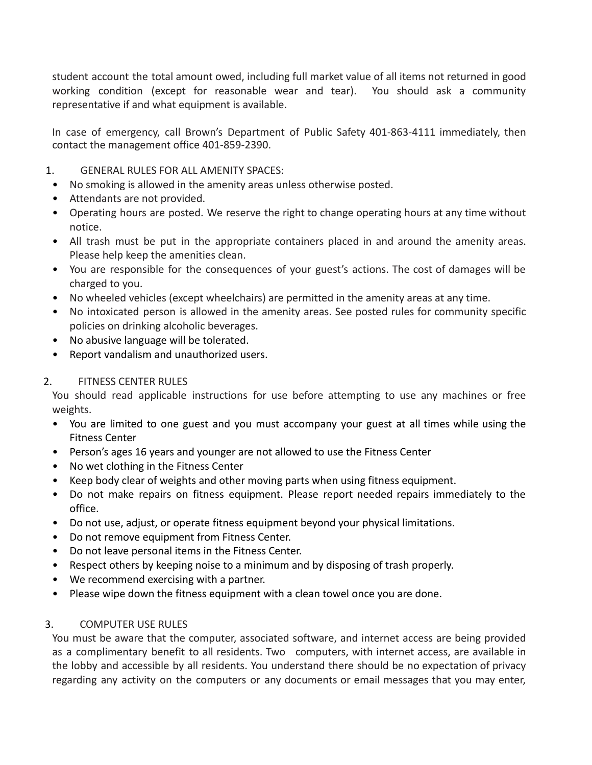student account the total amount owed, including full market value of all items not returned in good working condition (except for reasonable wear and tear). You should ask a community representative if and what equipment is available.

In case of emergency, call Brown's Department of Public Safety 401-863-4111 immediately, then contact the management office 401-859-2390.

1. GENERAL RULES FOR ALL AMENITY SPACES:

- No smoking is allowed in the amenity areas unless otherwise posted.
- Attendants are not provided.
- Operating hours are posted. We reserve the right to change operating hours at any time without notice.
- All trash must be put in the appropriate containers placed in and around the amenity areas. Please help keep the amenities clean.
- You are responsible for the consequences of your guest's actions. The cost of damages will be charged to you.
- No wheeled vehicles (except wheelchairs) are permitted in the amenity areas at any time.
- No intoxicated person is allowed in the amenity areas. See posted rules for community specific policies on drinking alcoholic beverages.
- No abusive language will be tolerated.
- Report vandalism and unauthorized users.

2. FITNESS CENTER RULES

You should read applicable instructions for use before attempting to use any machines or free weights.

- You are limited to one guest and you must accompany your guest at all times while using the Fitness Center
- Person's ages 16 years and younger are not allowed to use the Fitness Center
- No wet clothing in the Fitness Center
- Keep body clear of weights and other moving parts when using fitness equipment.
- Do not make repairs on fitness equipment. Please report needed repairs immediately to the office.
- Do not use, adjust, or operate fitness equipment beyond your physical limitations.
- Do not remove equipment from Fitness Center.
- Do not leave personal items in the Fitness Center.
- Respect others by keeping noise to a minimum and by disposing of trash properly.
- We recommend exercising with a partner.
- Please wipe down the fitness equipment with a clean towel once you are done.

3. COMPUTER USE RULES

You must be aware that the computer, associated software, and internet access are being provided as a complimentary benefit to all residents. Two computers, with internet access, are available in the lobby and accessible by all residents. You understand there should be no expectation of privacy regarding any activity on the computers or any documents or email messages that you may enter,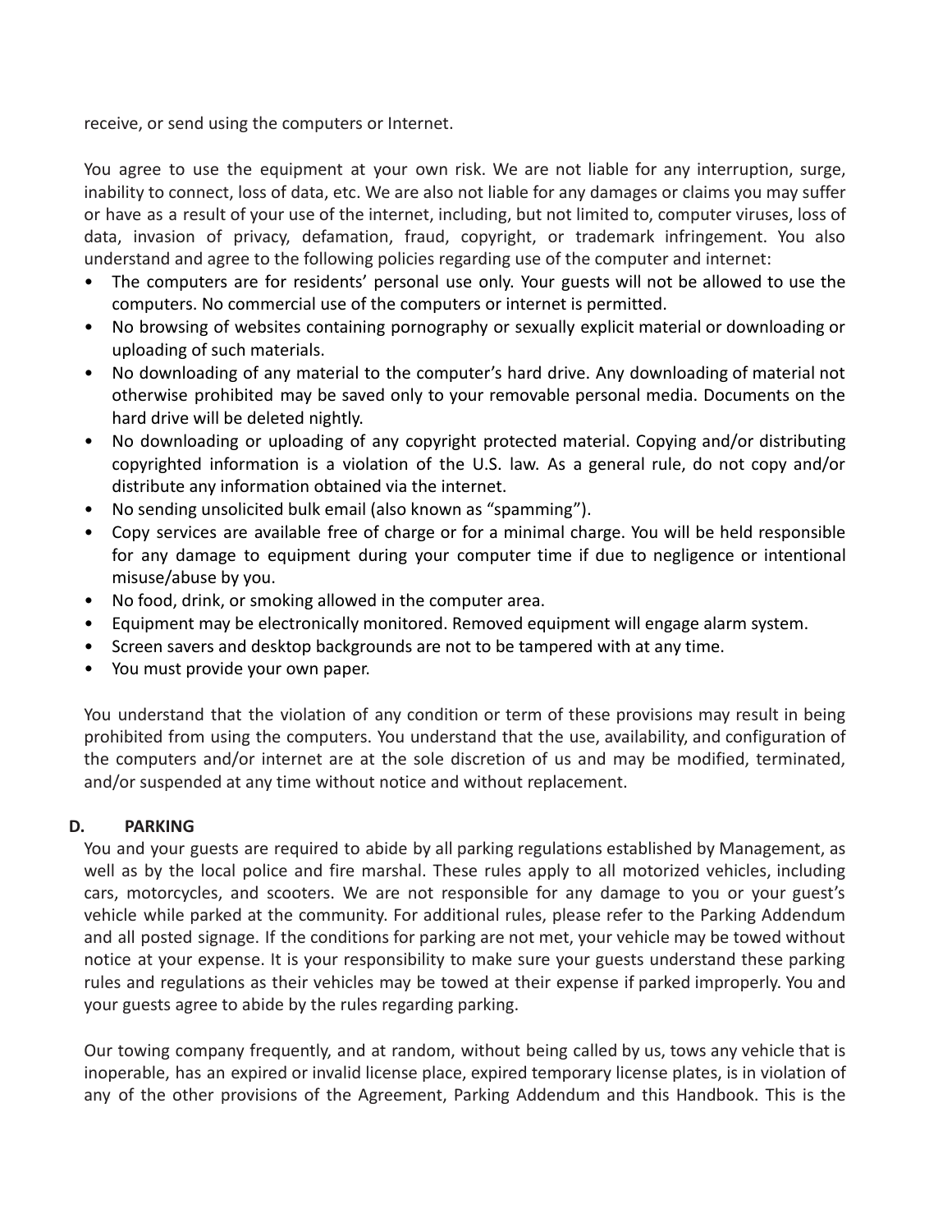receive, or send using the computers or Internet.

You agree to use the equipment at your own risk. We are not liable for any interruption, surge, inability to connect, loss of data, etc. We are also not liable for any damages or claims you may suffer or have as a result of your use of the internet, including, but not limited to, computer viruses, loss of data, invasion of privacy, defamation, fraud, copyright, or trademark infringement. You also understand and agree to the following policies regarding use of the computer and internet:

- The computers are for residents' personal use only. Your guests will not be allowed to use the computers. No commercial use of the computers or internet is permitted.
- No browsing of websites containing pornography or sexually explicit material or downloading or uploading of such materials.
- No downloading of any material to the computer's hard drive. Any downloading of material not otherwise prohibited may be saved only to your removable personal media. Documents on the hard drive will be deleted nightly.
- No downloading or uploading of any copyright protected material. Copying and/or distributing copyrighted information is a violation of the U.S. law. As a general rule, do not copy and/or distribute any information obtained via the internet.
- No sending unsolicited bulk email (also known as "spamming").
- Copy services are available free of charge or for a minimal charge. You will be held responsible for any damage to equipment during your computer time if due to negligence or intentional misuse/abuse by you.
- No food, drink, or smoking allowed in the computer area.
- Equipment may be electronically monitored. Removed equipment will engage alarm system.
- Screen savers and desktop backgrounds are not to be tampered with at any time.
- You must provide your own paper.

You understand that the violation of any condition or term of these provisions may result in being prohibited from using the computers. You understand that the use, availability, and configuration of the computers and/or internet are at the sole discretion of us and may be modified, terminated, and/or suspended at any time without notice and without replacement.

### D. PARKING

You and your guests are required to abide by all parking regulations established by Management, as well as by the local police and fire marshal. These rules apply to all motorized vehicles, including cars, motorcycles, and scooters. We are not responsible for any damage to you or your guest's vehicle while parked at the community. For additional rules, please refer to the Parking Addendum and all posted signage. If the conditions for parking are not met, your vehicle may be towed without notice at your expense. It is your responsibility to make sure your guests understand these parking rules and regulations as their vehicles may be towed at their expense if parked improperly. You and your guests agree to abide by the rules regarding parking.

Our towing company frequently, and at random, without being called by us, tows any vehicle that is inoperable, has an expired or invalid license place, expired temporary license plates, is in violation of any of the other provisions of the Agreement, Parking Addendum and this Handbook. This is the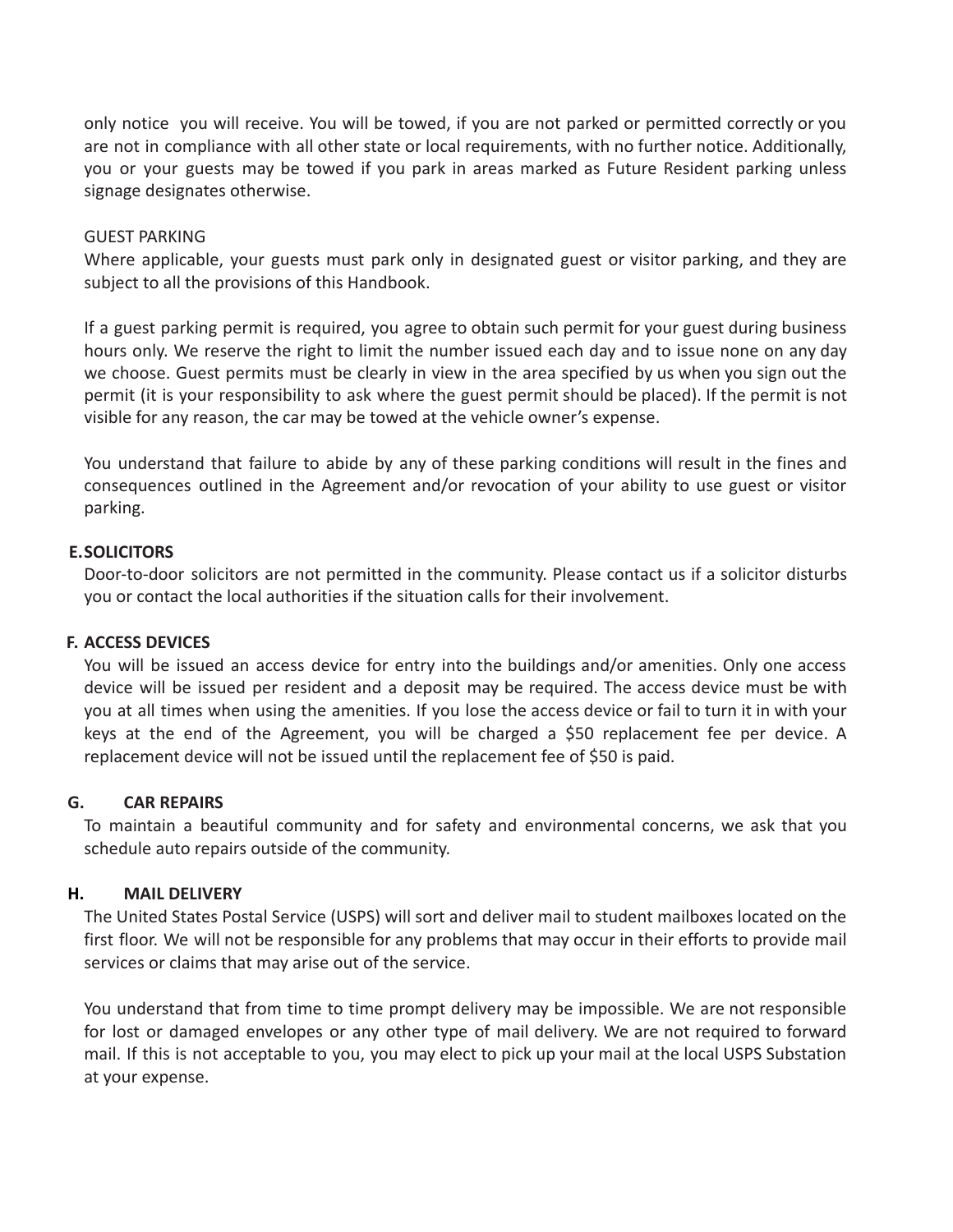only notice you will receive. You will be towed, if you are not parked or permitted correctly or you are not in compliance with all other state or local requirements, with no further notice. Additionally, you or your guests may be towed if you park in areas marked as Future Resident parking unless signage designates otherwise.

GUEST PARKING

Where applicable, your guests must park only in designated guest or visitor parking, and they are subject to all the provisions of this Handbook.

If a guest parking permit is required, you agree to obtain such permit for your guest during business hours only. We reserve the right to limit the number issued each day and to issue none on any day we choose. Guest permits must be clearly in view in the area specified by us when you sign out the permit (it is your responsibility to ask where the guest permit should be placed). If the permit is not visible for any reason, the car may be towed at the vehicle owner's expense.

You understand that failure to abide by any of these parking conditions will result in the fines and consequences outlined in the Agreement and/or revocation of your ability to use guest or visitor parking.

**E. SOLICITORS**

Door-to-door solicitors are not permitted in the community. Please contact us if a solicitor disturbs you or contact the local authorities if the situation calls for their involvement.

**F. ACCESS DEVICES**

You will be issued an access device for entry into the buildings and/or amenities. Only one access device will be issued per resident and a deposit may be required. The access device must be with you at all times when using the amenities. If you lose the access device or fail to turn it in with your keys at the end of the Agreement, you will be charged a $50 replacement fee per device. A replacement device will not be issued until the replacement fee of $50 is paid.

**G. CAR REPAIRS**

To maintain a beautiful community and for safety and environmental concerns, we ask that you schedule auto repairs outside of the community.

**H. MAIL DELIVERY**

The United States Postal Service (USPS) will sort and deliver mail to student mailboxes located on the first floor. We will not be responsible for any problems that may occur in their efforts to provide mail services or claims that may arise out of the service.

You understand that from time to time prompt delivery may be impossible. We are not responsible for lost or damaged envelopes or any other type of mail delivery. We are not required to forward mail. If this is not acceptable to you, you may elect to pick up your mail at the local USPS Substation at your expense.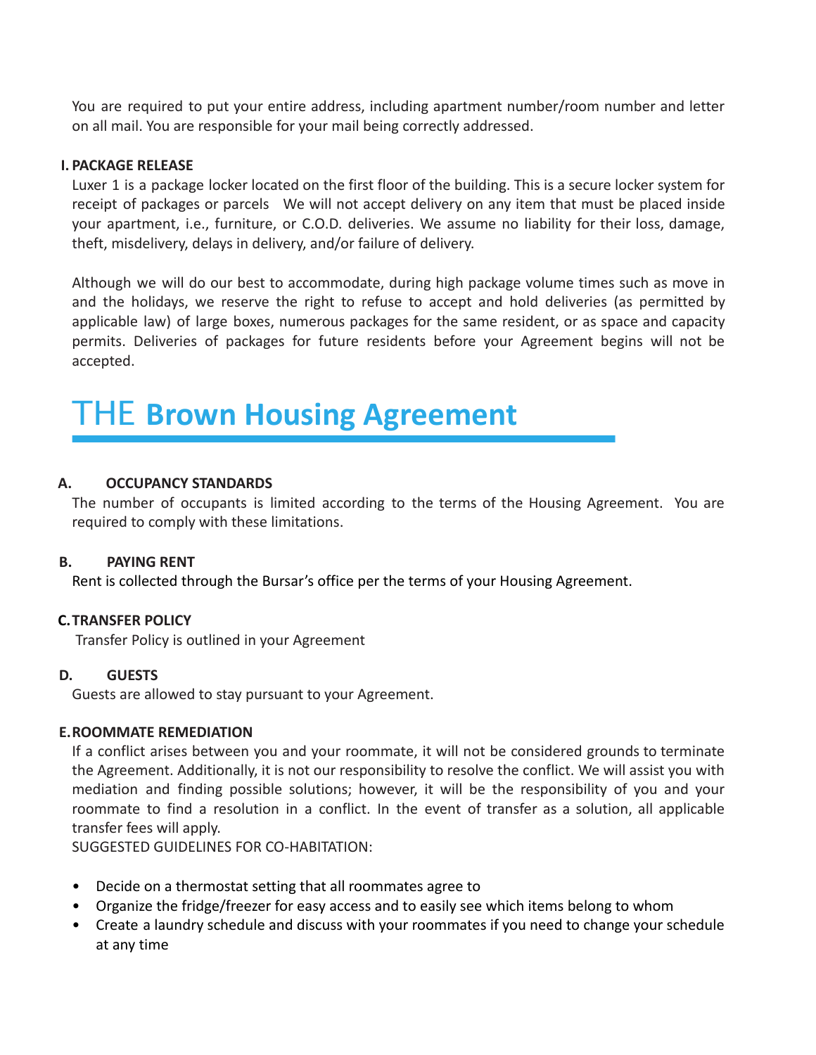You are required to put your entire address, including apartment number/room number and letter on all mail. You are responsible for your mail being correctly addressed.

**I. PACKAGE RELEASE**

Luxer 1 is a package locker located on the first floor of the building. This is a secure locker system for receipt of packages or parcels   We will not accept delivery on any item that must be placed inside your apartment, i.e., furniture, or C.O.D. deliveries. We assume no liability for their loss, damage, theft, misdelivery, delays in delivery, and/or failure of delivery.

Although we will do our best to accommodate, during high package volume times such as move in and the holidays, we reserve the right to refuse to accept and hold deliveries (as permitted by applicable law) of large boxes, numerous packages for the same resident, or as space and capacity permits. Deliveries of packages for future residents before your Agreement begins will not be accepted.

# THE **Brown Housing Agreement**

**A. OCCUPANCY STANDARDS**

The number of occupants is limited according to the terms of the Housing Agreement.  You are required to comply with these limitations.

**B. PAYING RENT**

Rent is collected through the Bursar's office per the terms of your Housing Agreement.

**C. TRANSFER POLICY**

Transfer Policy is outlined in your Agreement

**D. GUESTS**

Guests are allowed to stay pursuant to your Agreement.

**E. ROOMMATE REMEDIATION**

If a conflict arises between you and your roommate, it will not be considered grounds to terminate the Agreement. Additionally, it is not our responsibility to resolve the conflict. We will assist you with mediation and finding possible solutions; however, it will be the responsibility of you and your roommate to find a resolution in a conflict. In the event of transfer as a solution, all applicable transfer fees will apply.

SUGGESTED GUIDELINES FOR CO-HABITATION:

- Decide on a thermostat setting that all roommates agree to
- Organize the fridge/freezer for easy access and to easily see which items belong to whom
- Create a laundry schedule and discuss with your roommates if you need to change your schedule at any time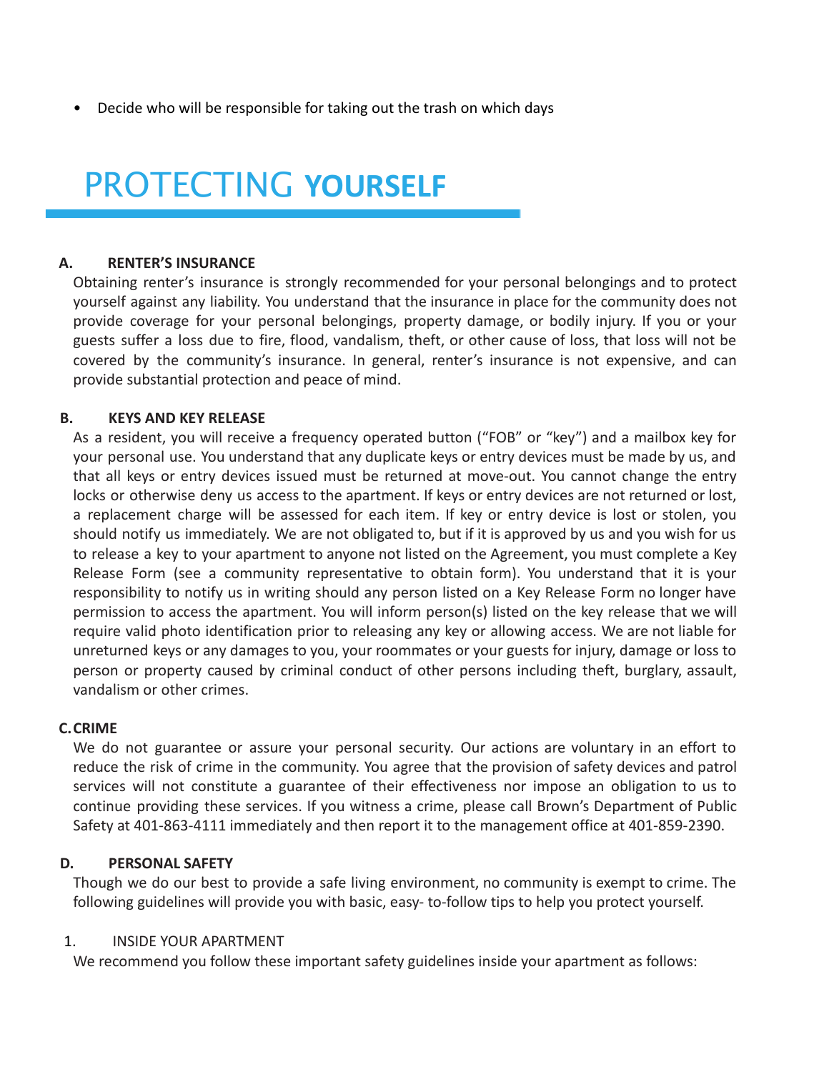- Decide who will be responsible for taking out the trash on which days

# PROTECTING **YOURSELF**

### A. RENTER'S INSURANCE

Obtaining renter's insurance is strongly recommended for your personal belongings and to protect yourself against any liability. You understand that the insurance in place for the community does not provide coverage for your personal belongings, property damage, or bodily injury. If you or your guests suffer a loss due to fire, flood, vandalism, theft, or other cause of loss, that loss will not be covered by the community's insurance. In general, renter's insurance is not expensive, and can provide substantial protection and peace of mind.

### B. KEYS AND KEY RELEASE

As a resident, you will receive a frequency operated button ("FOB" or "key") and a mailbox key for your personal use. You understand that any duplicate keys or entry devices must be made by us, and that all keys or entry devices issued must be returned at move-out. You cannot change the entry locks or otherwise deny us access to the apartment. If keys or entry devices are not returned or lost, a replacement charge will be assessed for each item. If key or entry device is lost or stolen, you should notify us immediately. We are not obligated to, but if it is approved by us and you wish for us to release a key to your apartment to anyone not listed on the Agreement, you must complete a Key Release Form (see a community representative to obtain form). You understand that it is your responsibility to notify us in writing should any person listed on a Key Release Form no longer have permission to access the apartment. You will inform person(s) listed on the key release that we will require valid photo identification prior to releasing any key or allowing access. We are not liable for unreturned keys or any damages to you, your roommates or your guests for injury, damage or loss to person or property caused by criminal conduct of other persons including theft, burglary, assault, vandalism or other crimes.

### C. CRIME

We do not guarantee or assure your personal security. Our actions are voluntary in an effort to reduce the risk of crime in the community. You agree that the provision of safety devices and patrol services will not constitute a guarantee of their effectiveness nor impose an obligation to us to continue providing these services. If you witness a crime, please call Brown's Department of Public Safety at 401-863-4111 immediately and then report it to the management office at 401-859-2390.

### D. PERSONAL SAFETY

Though we do our best to provide a safe living environment, no community is exempt to crime. The following guidelines will provide you with basic, easy- to-follow tips to help you protect yourself.

1. INSIDE YOUR APARTMENT

We recommend you follow these important safety guidelines inside your apartment as follows: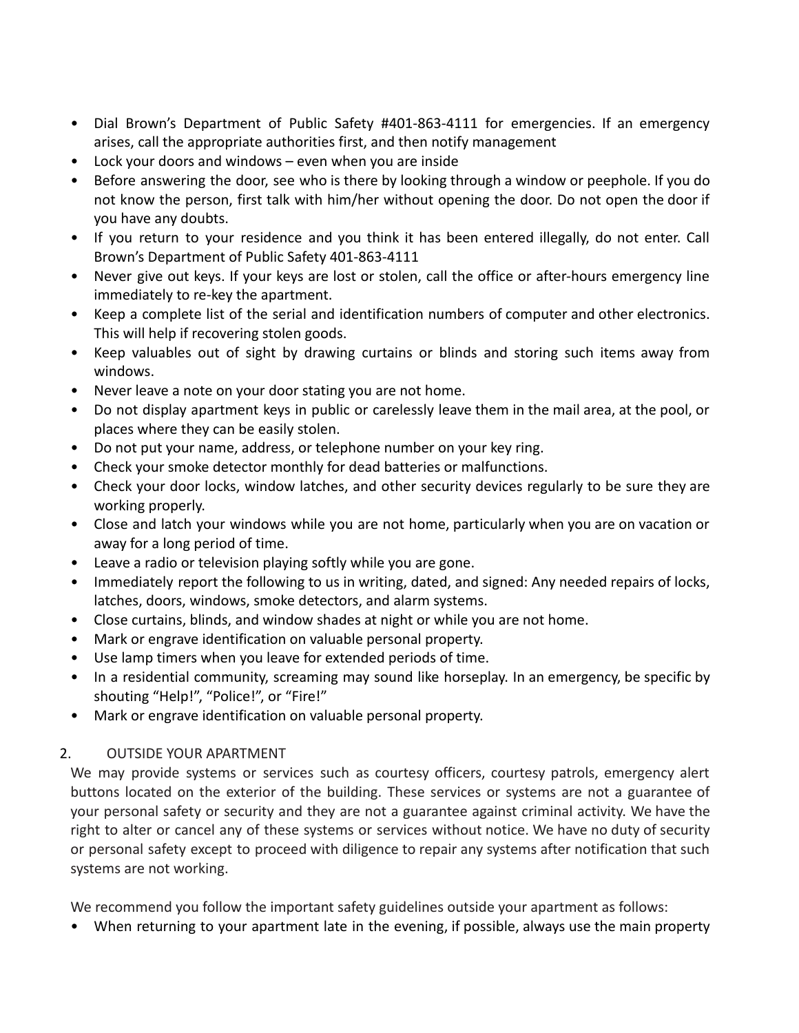- Dial Brown's Department of Public Safety #401-863-4111 for emergencies. If an emergency arises, call the appropriate authorities first, and then notify management
- Lock your doors and windows – even when you are inside
- Before answering the door, see who is there by looking through a window or peephole. If you do not know the person, first talk with him/her without opening the door. Do not open the door if you have any doubts.
- If you return to your residence and you think it has been entered illegally, do not enter. Call Brown's Department of Public Safety 401-863-4111
- Never give out keys. If your keys are lost or stolen, call the office or after-hours emergency line immediately to re-key the apartment.
- Keep a complete list of the serial and identification numbers of computer and other electronics. This will help if recovering stolen goods.
- Keep valuables out of sight by drawing curtains or blinds and storing such items away from windows.
- Never leave a note on your door stating you are not home.
- Do not display apartment keys in public or carelessly leave them in the mail area, at the pool, or places where they can be easily stolen.
- Do not put your name, address, or telephone number on your key ring.
- Check your smoke detector monthly for dead batteries or malfunctions.
- Check your door locks, window latches, and other security devices regularly to be sure they are working properly.
- Close and latch your windows while you are not home, particularly when you are on vacation or away for a long period of time.
- Leave a radio or television playing softly while you are gone.
- Immediately report the following to us in writing, dated, and signed: Any needed repairs of locks, latches, doors, windows, smoke detectors, and alarm systems.
- Close curtains, blinds, and window shades at night or while you are not home.
- Mark or engrave identification on valuable personal property.
- Use lamp timers when you leave for extended periods of time.
- In a residential community, screaming may sound like horseplay. In an emergency, be specific by shouting "Help!", "Police!", or "Fire!"
- Mark or engrave identification on valuable personal property.

## 2. OUTSIDE YOUR APARTMENT

We may provide systems or services such as courtesy officers, courtesy patrols, emergency alert buttons located on the exterior of the building. These services or systems are not a guarantee of your personal safety or security and they are not a guarantee against criminal activity. We have the right to alter or cancel any of these systems or services without notice. We have no duty of security or personal safety except to proceed with diligence to repair any systems after notification that such systems are not working.

We recommend you follow the important safety guidelines outside your apartment as follows:

- When returning to your apartment late in the evening, if possible, always use the main property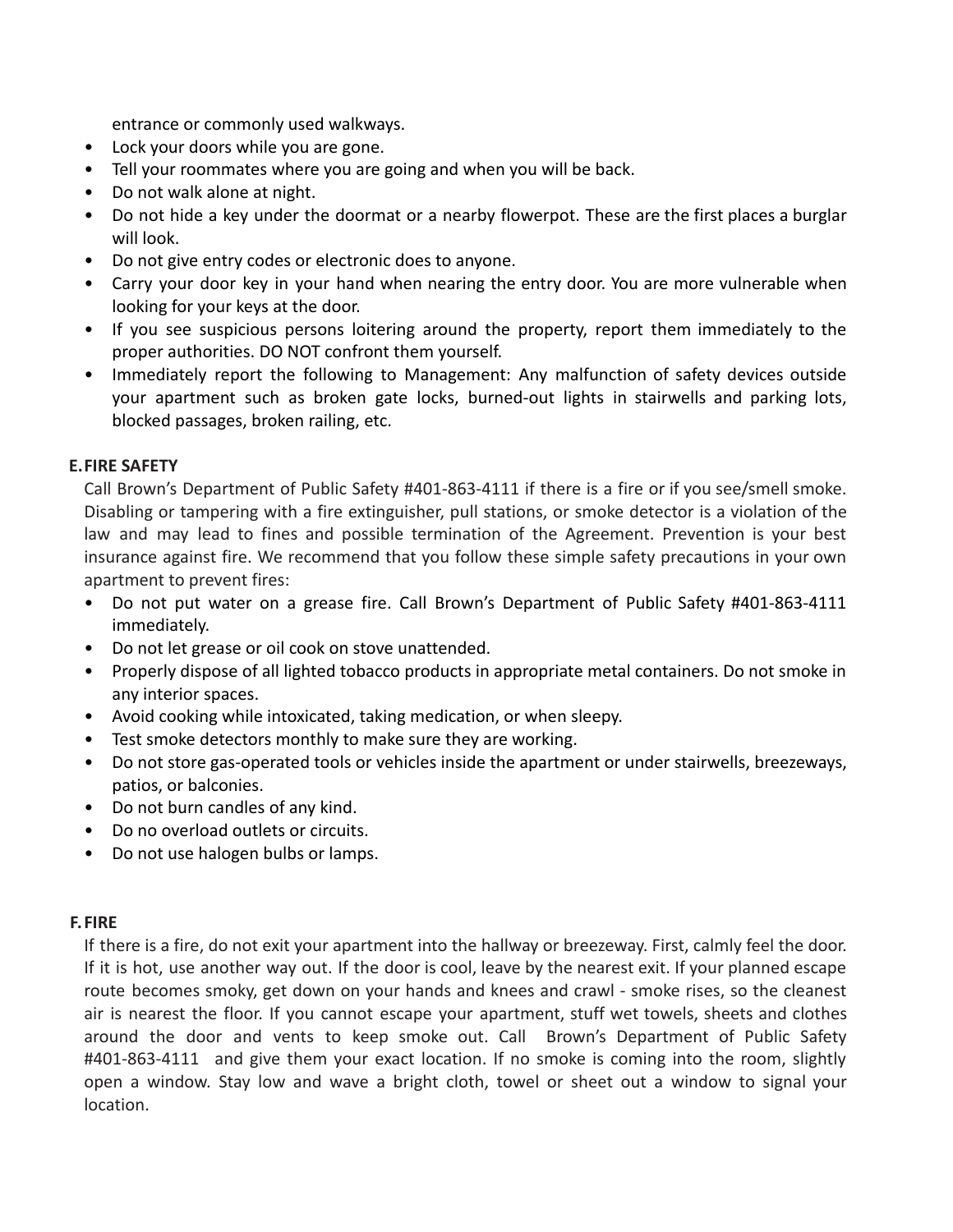entrance or commonly used walkways.

- Lock your doors while you are gone.
- Tell your roommates where you are going and when you will be back.
- Do not walk alone at night.
- Do not hide a key under the doormat or a nearby flowerpot. These are the first places a burglar will look.
- Do not give entry codes or electronic does to anyone.
- Carry your door key in your hand when nearing the entry door. You are more vulnerable when looking for your keys at the door.
- If you see suspicious persons loitering around the property, report them immediately to the proper authorities. DO NOT confront them yourself.
- Immediately report the following to Management: Any malfunction of safety devices outside your apartment such as broken gate locks, burned-out lights in stairwells and parking lots, blocked passages, broken railing, etc.

**E. FIRE SAFETY**

Call Brown's Department of Public Safety #401-863-4111 if there is a fire or if you see/smell smoke. Disabling or tampering with a fire extinguisher, pull stations, or smoke detector is a violation of the law and may lead to fines and possible termination of the Agreement. Prevention is your best insurance against fire. We recommend that you follow these simple safety precautions in your own apartment to prevent fires:

- Do not put water on a grease fire. Call Brown's Department of Public Safety #401-863-4111 immediately.
- Do not let grease or oil cook on stove unattended.
- Properly dispose of all lighted tobacco products in appropriate metal containers. Do not smoke in any interior spaces.
- Avoid cooking while intoxicated, taking medication, or when sleepy.
- Test smoke detectors monthly to make sure they are working.
- Do not store gas-operated tools or vehicles inside the apartment or under stairwells, breezeways, patios, or balconies.
- Do not burn candles of any kind.
- Do no overload outlets or circuits.
- Do not use halogen bulbs or lamps.

**F. FIRE**

If there is a fire, do not exit your apartment into the hallway or breezeway. First, calmly feel the door. If it is hot, use another way out. If the door is cool, leave by the nearest exit. If your planned escape route becomes smoky, get down on your hands and knees and crawl - smoke rises, so the cleanest air is nearest the floor. If you cannot escape your apartment, stuff wet towels, sheets and clothes around the door and vents to keep smoke out. Call Brown's Department of Public Safety #401-863-4111 and give them your exact location. If no smoke is coming into the room, slightly open a window. Stay low and wave a bright cloth, towel or sheet out a window to signal your location.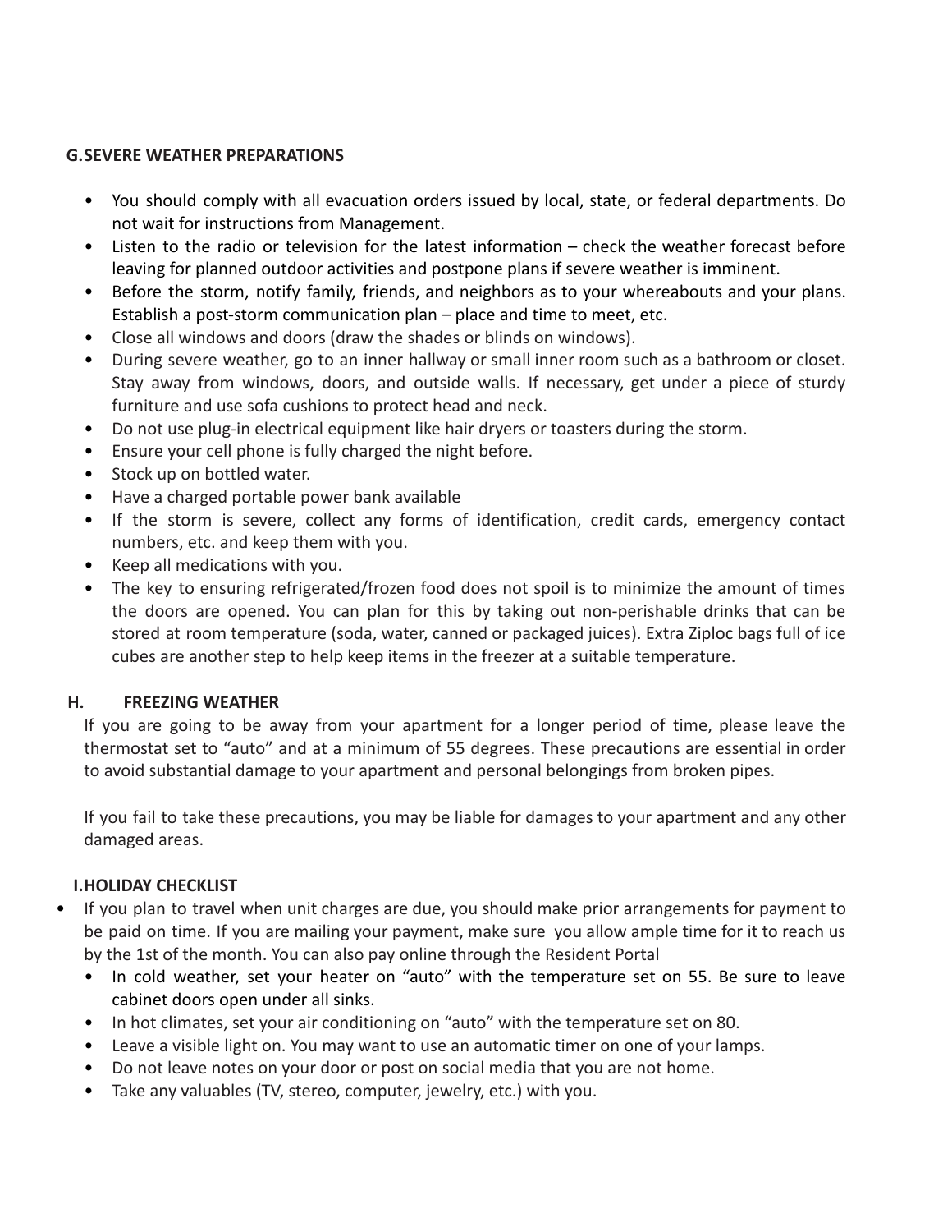## G. SEVERE WEATHER PREPARATIONS

- You should comply with all evacuation orders issued by local, state, or federal departments. Do not wait for instructions from Management.
- Listen to the radio or television for the latest information – check the weather forecast before leaving for planned outdoor activities and postpone plans if severe weather is imminent.
- Before the storm, notify family, friends, and neighbors as to your whereabouts and your plans. Establish a post-storm communication plan – place and time to meet, etc.
- Close all windows and doors (draw the shades or blinds on windows).
- During severe weather, go to an inner hallway or small inner room such as a bathroom or closet. Stay away from windows, doors, and outside walls. If necessary, get under a piece of sturdy furniture and use sofa cushions to protect head and neck.
- Do not use plug-in electrical equipment like hair dryers or toasters during the storm.
- Ensure your cell phone is fully charged the night before.
- Stock up on bottled water.
- Have a charged portable power bank available
- If the storm is severe, collect any forms of identification, credit cards, emergency contact numbers, etc. and keep them with you.
- Keep all medications with you.
- The key to ensuring refrigerated/frozen food does not spoil is to minimize the amount of times the doors are opened. You can plan for this by taking out non-perishable drinks that can be stored at room temperature (soda, water, canned or packaged juices). Extra Ziploc bags full of ice cubes are another step to help keep items in the freezer at a suitable temperature.

## H. FREEZING WEATHER

If you are going to be away from your apartment for a longer period of time, please leave the thermostat set to "auto" and at a minimum of 55 degrees. These precautions are essential in order to avoid substantial damage to your apartment and personal belongings from broken pipes.

If you fail to take these precautions, you may be liable for damages to your apartment and any other damaged areas.

## I. HOLIDAY CHECKLIST

- If you plan to travel when unit charges are due, you should make prior arrangements for payment to be paid on time. If you are mailing your payment, make sure you allow ample time for it to reach us by the 1st of the month. You can also pay online through the Resident Portal
  - In cold weather, set your heater on "auto" with the temperature set on 55. Be sure to leave cabinet doors open under all sinks.
  - In hot climates, set your air conditioning on "auto" with the temperature set on 80.
  - Leave a visible light on. You may want to use an automatic timer on one of your lamps.
  - Do not leave notes on your door or post on social media that you are not home.
  - Take any valuables (TV, stereo, computer, jewelry, etc.) with you.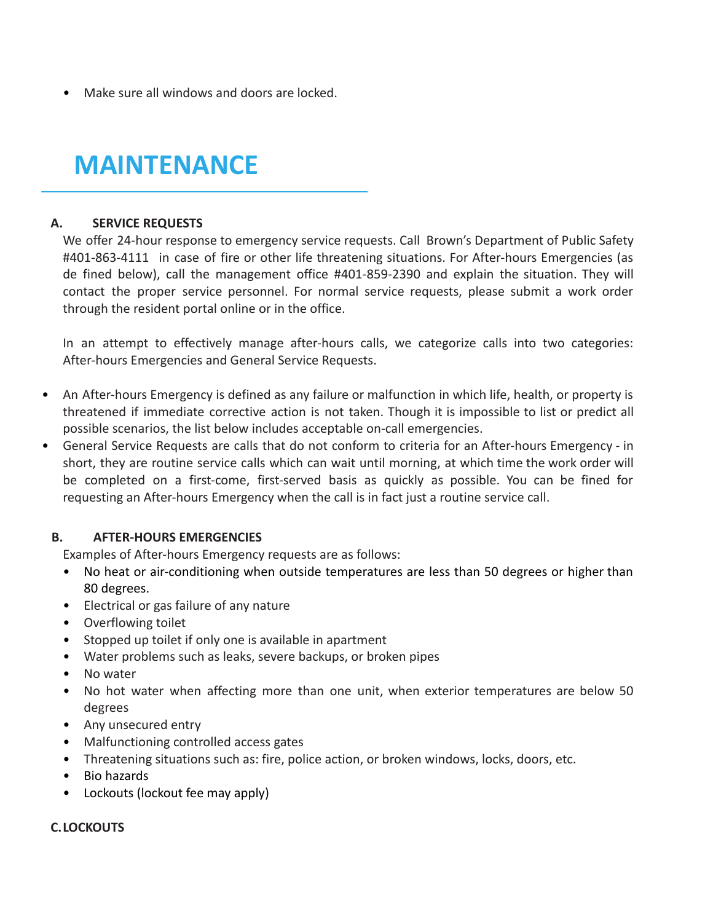- Make sure all windows and doors are locked.

# MAINTENANCE

## A. SERVICE REQUESTS

We offer 24-hour response to emergency service requests. Call Brown's Department of Public Safety #401-863-4111 in case of fire or other life threatening situations. For After-hours Emergencies (as de fined below), call the management office #401-859-2390 and explain the situation. They will contact the proper service personnel. For normal service requests, please submit a work order through the resident portal online or in the office.

In an attempt to effectively manage after-hours calls, we categorize calls into two categories: After-hours Emergencies and General Service Requests.

- An After-hours Emergency is defined as any failure or malfunction in which life, health, or property is threatened if immediate corrective action is not taken. Though it is impossible to list or predict all possible scenarios, the list below includes acceptable on-call emergencies.
- General Service Requests are calls that do not conform to criteria for an After-hours Emergency - in short, they are routine service calls which can wait until morning, at which time the work order will be completed on a first-come, first-served basis as quickly as possible. You can be fined for requesting an After-hours Emergency when the call is in fact just a routine service call.

## B. AFTER-HOURS EMERGENCIES

Examples of After-hours Emergency requests are as follows:

- No heat or air-conditioning when outside temperatures are less than 50 degrees or higher than 80 degrees.
- Electrical or gas failure of any nature
- Overflowing toilet
- Stopped up toilet if only one is available in apartment
- Water problems such as leaks, severe backups, or broken pipes
- No water
- No hot water when affecting more than one unit, when exterior temperatures are below 50 degrees
- Any unsecured entry
- Malfunctioning controlled access gates
- Threatening situations such as: fire, police action, or broken windows, locks, doors, etc.
- Bio hazards
- Lockouts (lockout fee may apply)

## C. LOCKOUTS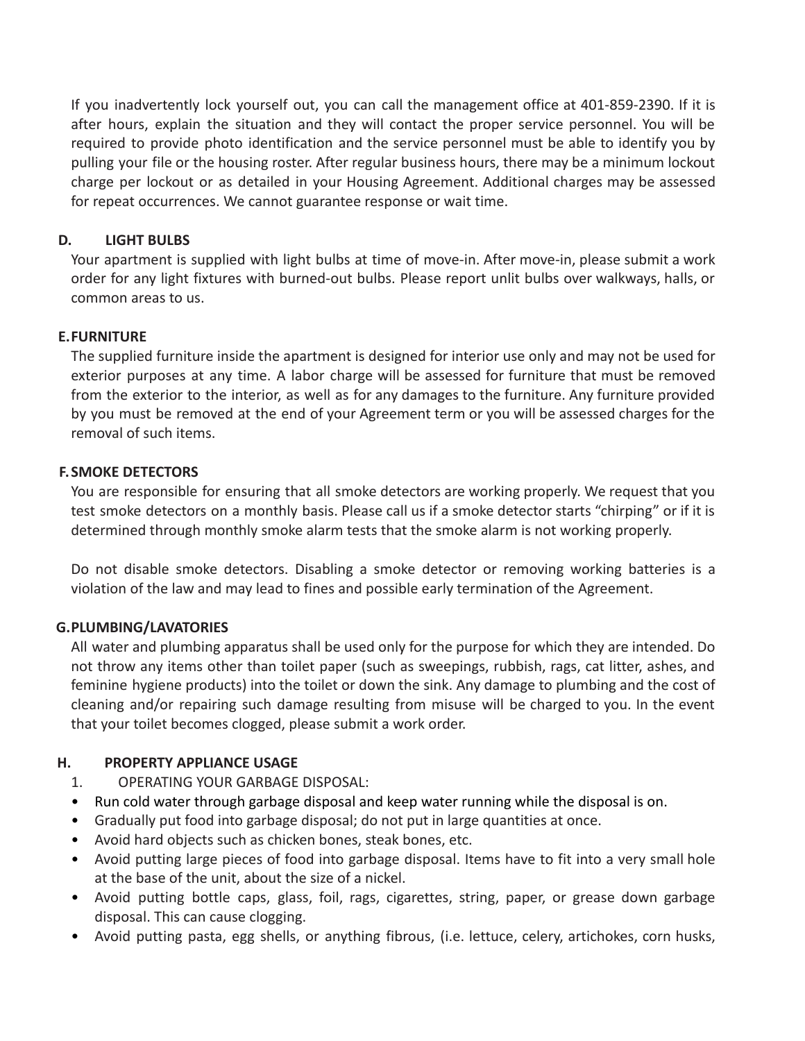If you inadvertently lock yourself out, you can call the management office at 401-859-2390. If it is after hours, explain the situation and they will contact the proper service personnel. You will be required to provide photo identification and the service personnel must be able to identify you by pulling your file or the housing roster. After regular business hours, there may be a minimum lockout charge per lockout or as detailed in your Housing Agreement. Additional charges may be assessed for repeat occurrences. We cannot guarantee response or wait time.

### D. LIGHT BULBS

Your apartment is supplied with light bulbs at time of move-in. After move-in, please submit a work order for any light fixtures with burned-out bulbs. Please report unlit bulbs over walkways, halls, or common areas to us.

### E. FURNITURE

The supplied furniture inside the apartment is designed for interior use only and may not be used for exterior purposes at any time. A labor charge will be assessed for furniture that must be removed from the exterior to the interior, as well as for any damages to the furniture. Any furniture provided by you must be removed at the end of your Agreement term or you will be assessed charges for the removal of such items.

### F. SMOKE DETECTORS

You are responsible for ensuring that all smoke detectors are working properly. We request that you test smoke detectors on a monthly basis. Please call us if a smoke detector starts "chirping" or if it is determined through monthly smoke alarm tests that the smoke alarm is not working properly.

Do not disable smoke detectors. Disabling a smoke detector or removing working batteries is a violation of the law and may lead to fines and possible early termination of the Agreement.

### G. PLUMBING/LAVATORIES

All water and plumbing apparatus shall be used only for the purpose for which they are intended. Do not throw any items other than toilet paper (such as sweepings, rubbish, rags, cat litter, ashes, and feminine hygiene products) into the toilet or down the sink. Any damage to plumbing and the cost of cleaning and/or repairing such damage resulting from misuse will be charged to you. In the event that your toilet becomes clogged, please submit a work order.

### H. PROPERTY APPLIANCE USAGE

1. OPERATING YOUR GARBAGE DISPOSAL:

- Run cold water through garbage disposal and keep water running while the disposal is on.
- Gradually put food into garbage disposal; do not put in large quantities at once.
- Avoid hard objects such as chicken bones, steak bones, etc.
- Avoid putting large pieces of food into garbage disposal. Items have to fit into a very small hole at the base of the unit, about the size of a nickel.
- Avoid putting bottle caps, glass, foil, rags, cigarettes, string, paper, or grease down garbage disposal. This can cause clogging.
- Avoid putting pasta, egg shells, or anything fibrous, (i.e. lettuce, celery, artichokes, corn husks,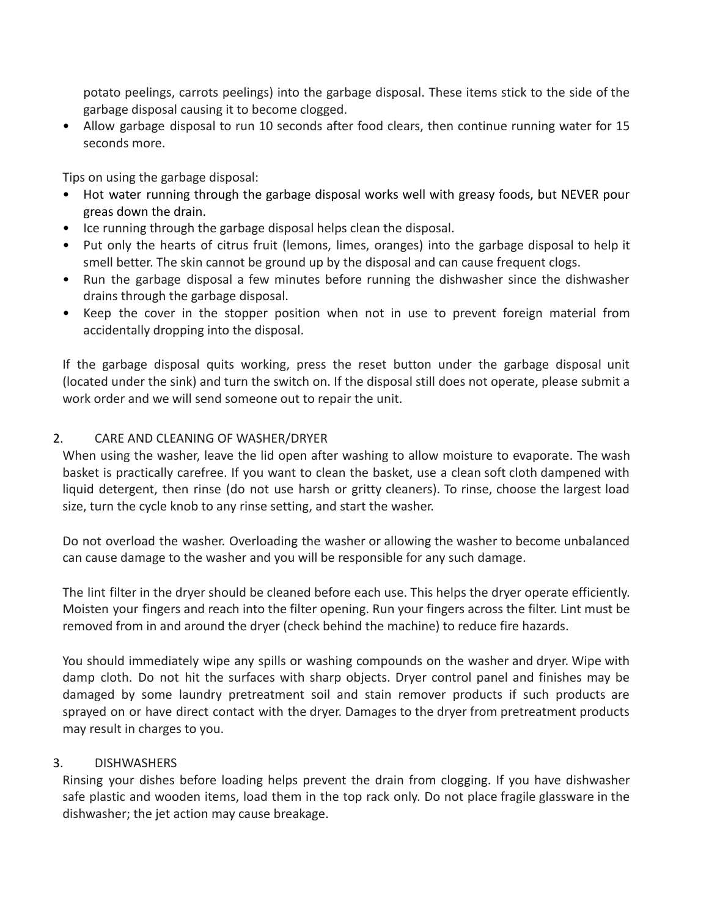potato peelings, carrots peelings) into the garbage disposal. These items stick to the side of the garbage disposal causing it to become clogged.

- Allow garbage disposal to run 10 seconds after food clears, then continue running water for 15 seconds more.

Tips on using the garbage disposal:

- Hot water running through the garbage disposal works well with greasy foods, but NEVER pour greas down the drain.
- Ice running through the garbage disposal helps clean the disposal.
- Put only the hearts of citrus fruit (lemons, limes, oranges) into the garbage disposal to help it smell better. The skin cannot be ground up by the disposal and can cause frequent clogs.
- Run the garbage disposal a few minutes before running the dishwasher since the dishwasher drains through the garbage disposal.
- Keep the cover in the stopper position when not in use to prevent foreign material from accidentally dropping into the disposal.

If the garbage disposal quits working, press the reset button under the garbage disposal unit (located under the sink) and turn the switch on. If the disposal still does not operate, please submit a work order and we will send someone out to repair the unit.

2. CARE AND CLEANING OF WASHER/DRYER

When using the washer, leave the lid open after washing to allow moisture to evaporate. The wash basket is practically carefree. If you want to clean the basket, use a clean soft cloth dampened with liquid detergent, then rinse (do not use harsh or gritty cleaners). To rinse, choose the largest load size, turn the cycle knob to any rinse setting, and start the washer.

Do not overload the washer. Overloading the washer or allowing the washer to become unbalanced can cause damage to the washer and you will be responsible for any such damage.

The lint filter in the dryer should be cleaned before each use. This helps the dryer operate efficiently. Moisten your fingers and reach into the filter opening. Run your fingers across the filter. Lint must be removed from in and around the dryer (check behind the machine) to reduce fire hazards.

You should immediately wipe any spills or washing compounds on the washer and dryer. Wipe with damp cloth. Do not hit the surfaces with sharp objects. Dryer control panel and finishes may be damaged by some laundry pretreatment soil and stain remover products if such products are sprayed on or have direct contact with the dryer. Damages to the dryer from pretreatment products may result in charges to you.

3. DISHWASHERS

Rinsing your dishes before loading helps prevent the drain from clogging. If you have dishwasher safe plastic and wooden items, load them in the top rack only. Do not place fragile glassware in the dishwasher; the jet action may cause breakage.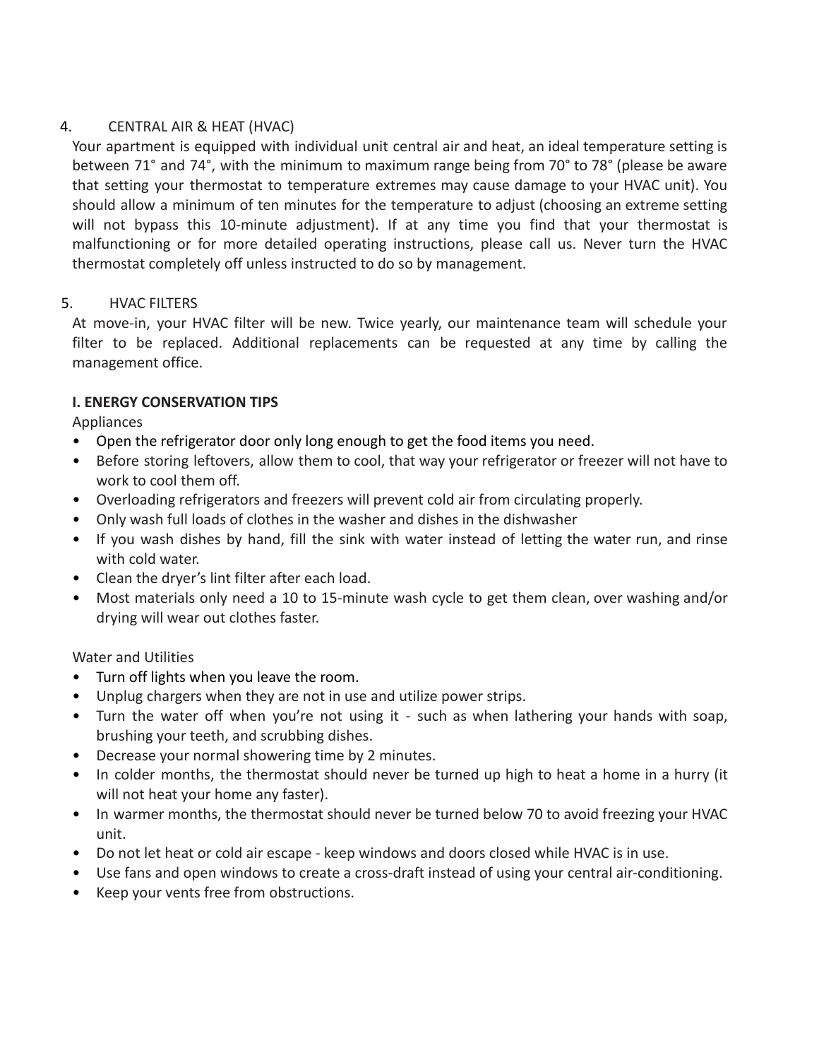## 4. CENTRAL AIR & HEAT (HVAC)

Your apartment is equipped with individual unit central air and heat, an ideal temperature setting is between 71° and 74°, with the minimum to maximum range being from 70° to 78° (please be aware that setting your thermostat to temperature extremes may cause damage to your HVAC unit). You should allow a minimum of ten minutes for the temperature to adjust (choosing an extreme setting will not bypass this 10-minute adjustment). If at any time you find that your thermostat is malfunctioning or for more detailed operating instructions, please call us. Never turn the HVAC thermostat completely off unless instructed to do so by management.

## 5. HVAC FILTERS

At move-in, your HVAC filter will be new. Twice yearly, our maintenance team will schedule your filter to be replaced. Additional replacements can be requested at any time by calling the management office.

## I. ENERGY CONSERVATION TIPS

Appliances

- Open the refrigerator door only long enough to get the food items you need.
- Before storing leftovers, allow them to cool, that way your refrigerator or freezer will not have to work to cool them off.
- Overloading refrigerators and freezers will prevent cold air from circulating properly.
- Only wash full loads of clothes in the washer and dishes in the dishwasher
- If you wash dishes by hand, fill the sink with water instead of letting the water run, and rinse with cold water.
- Clean the dryer's lint filter after each load.
- Most materials only need a 10 to 15-minute wash cycle to get them clean, over washing and/or drying will wear out clothes faster.

Water and Utilities

- Turn off lights when you leave the room.
- Unplug chargers when they are not in use and utilize power strips.
- Turn the water off when you're not using it - such as when lathering your hands with soap, brushing your teeth, and scrubbing dishes.
- Decrease your normal showering time by 2 minutes.
- In colder months, the thermostat should never be turned up high to heat a home in a hurry (it will not heat your home any faster).
- In warmer months, the thermostat should never be turned below 70 to avoid freezing your HVAC unit.
- Do not let heat or cold air escape - keep windows and doors closed while HVAC is in use.
- Use fans and open windows to create a cross-draft instead of using your central air-conditioning.
- Keep your vents free from obstructions.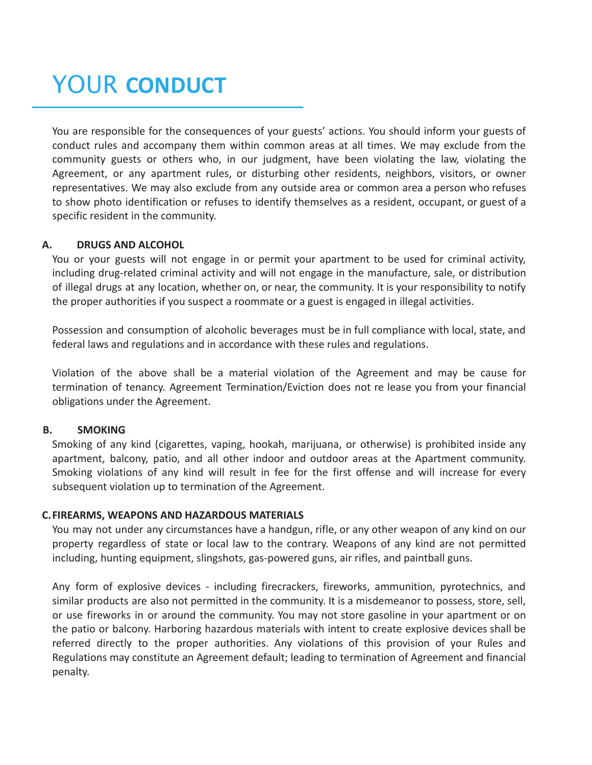# YOUR **CONDUCT**

You are responsible for the consequences of your guests' actions. You should inform your guests of conduct rules and accompany them within common areas at all times. We may exclude from the community guests or others who, in our judgment, have been violating the law, violating the Agreement, or any apartment rules, or disturbing other residents, neighbors, visitors, or owner representatives. We may also exclude from any outside area or common area a person who refuses to show photo identification or refuses to identify themselves as a resident, occupant, or guest of a specific resident in the community.

### A. DRUGS AND ALCOHOL

You or your guests will not engage in or permit your apartment to be used for criminal activity, including drug-related criminal activity and will not engage in the manufacture, sale, or distribution of illegal drugs at any location, whether on, or near, the community. It is your responsibility to notify the proper authorities if you suspect a roommate or a guest is engaged in illegal activities.

Possession and consumption of alcoholic beverages must be in full compliance with local, state, and federal laws and regulations and in accordance with these rules and regulations.

Violation of the above shall be a material violation of the Agreement and may be cause for termination of tenancy. Agreement Termination/Eviction does not re lease you from your financial obligations under the Agreement.

### B. SMOKING

Smoking of any kind (cigarettes, vaping, hookah, marijuana, or otherwise) is prohibited inside any apartment, balcony, patio, and all other indoor and outdoor areas at the Apartment community. Smoking violations of any kind will result in fee for the first offense and will increase for every subsequent violation up to termination of the Agreement.

### C. FIREARMS, WEAPONS AND HAZARDOUS MATERIALS

You may not under any circumstances have a handgun, rifle, or any other weapon of any kind on our property regardless of state or local law to the contrary. Weapons of any kind are not permitted including, hunting equipment, slingshots, gas-powered guns, air rifles, and paintball guns.

Any form of explosive devices - including firecrackers, fireworks, ammunition, pyrotechnics, and similar products are also not permitted in the community. It is a misdemeanor to possess, store, sell, or use fireworks in or around the community. You may not store gasoline in your apartment or on the patio or balcony. Harboring hazardous materials with intent to create explosive devices shall be referred directly to the proper authorities. Any violations of this provision of your Rules and Regulations may constitute an Agreement default; leading to termination of Agreement and financial penalty.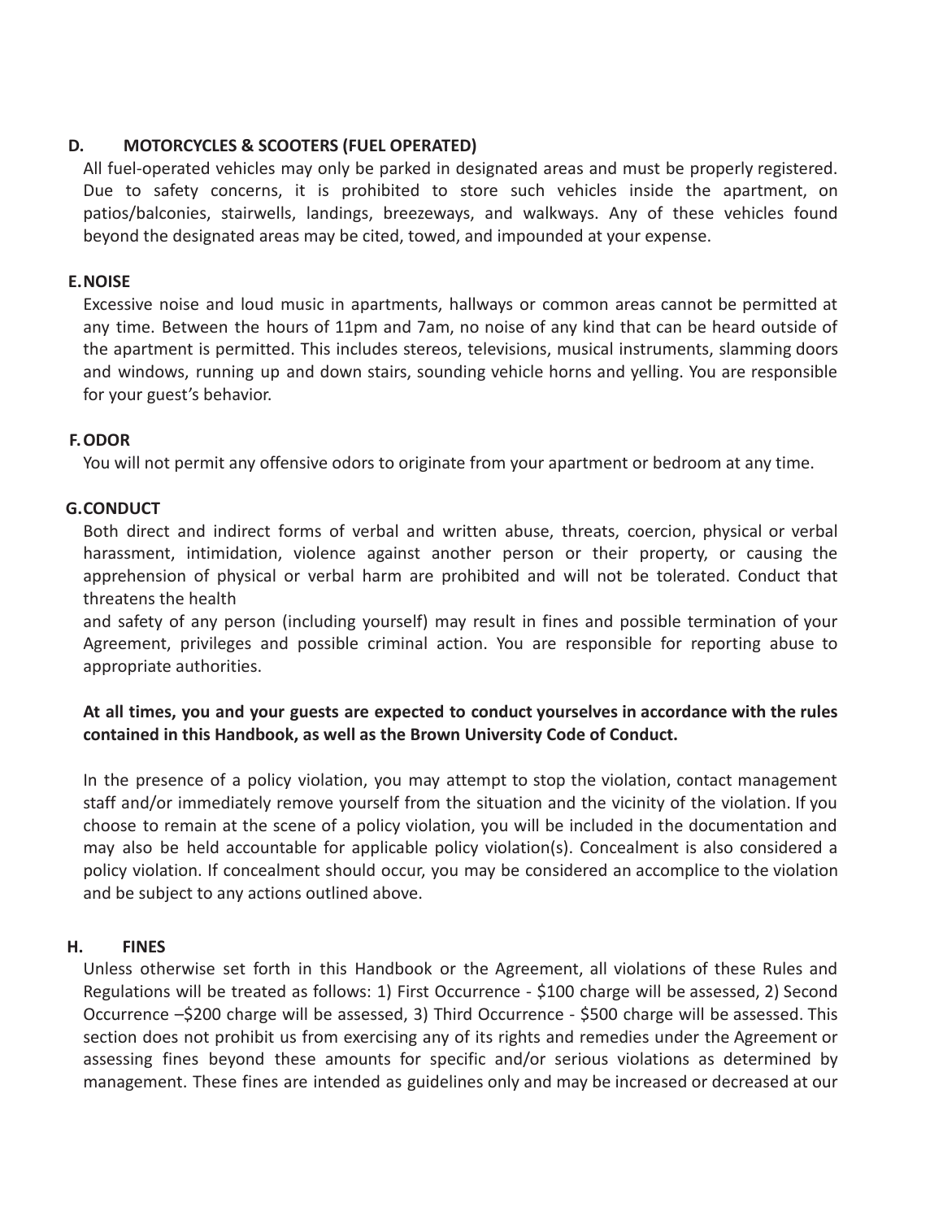### D. MOTORCYCLES & SCOOTERS (FUEL OPERATED)

All fuel-operated vehicles may only be parked in designated areas and must be properly registered. Due to safety concerns, it is prohibited to store such vehicles inside the apartment, on patios/balconies, stairwells, landings, breezeways, and walkways. Any of these vehicles found beyond the designated areas may be cited, towed, and impounded at your expense.

### E. NOISE

Excessive noise and loud music in apartments, hallways or common areas cannot be permitted at any time. Between the hours of 11pm and 7am, no noise of any kind that can be heard outside of the apartment is permitted. This includes stereos, televisions, musical instruments, slamming doors and windows, running up and down stairs, sounding vehicle horns and yelling. You are responsible for your guest's behavior.

### F. ODOR

You will not permit any offensive odors to originate from your apartment or bedroom at any time.

### G. CONDUCT

Both direct and indirect forms of verbal and written abuse, threats, coercion, physical or verbal harassment, intimidation, violence against another person or their property, or causing the apprehension of physical or verbal harm are prohibited and will not be tolerated. Conduct that threatens the health and safety of any person (including yourself) may result in fines and possible termination of your Agreement, privileges and possible criminal action. You are responsible for reporting abuse to appropriate authorities.

**At all times, you and your guests are expected to conduct yourselves in accordance with the rules contained in this Handbook, as well as the Brown University Code of Conduct.**

In the presence of a policy violation, you may attempt to stop the violation, contact management staff and/or immediately remove yourself from the situation and the vicinity of the violation. If you choose to remain at the scene of a policy violation, you will be included in the documentation and may also be held accountable for applicable policy violation(s). Concealment is also considered a policy violation. If concealment should occur, you may be considered an accomplice to the violation and be subject to any actions outlined above.

### H. FINES

Unless otherwise set forth in this Handbook or the Agreement, all violations of these Rules and Regulations will be treated as follows: 1) First Occurrence - $100 charge will be assessed, 2) Second Occurrence –$200 charge will be assessed, 3) Third Occurrence - $500 charge will be assessed. This section does not prohibit us from exercising any of its rights and remedies under the Agreement or assessing fines beyond these amounts for specific and/or serious violations as determined by management. These fines are intended as guidelines only and may be increased or decreased at our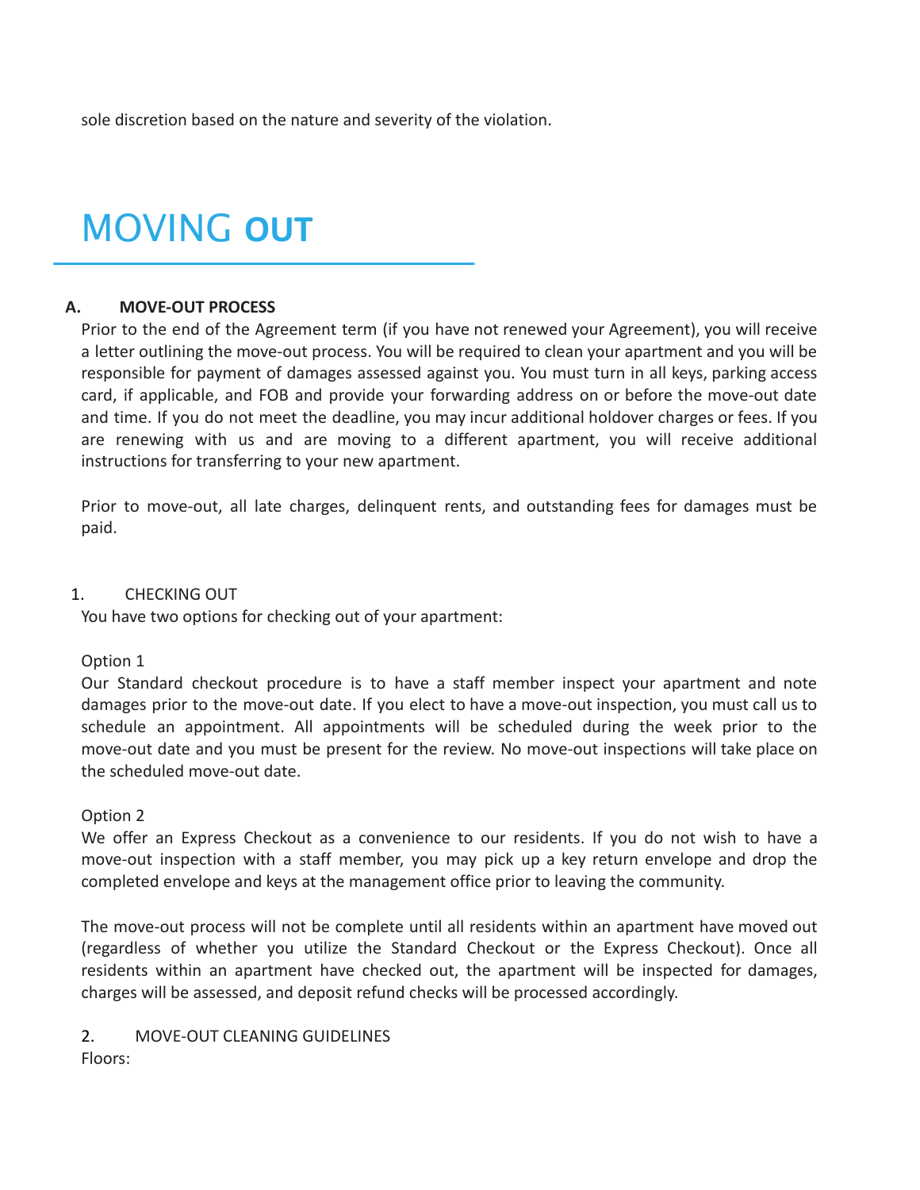sole discretion based on the nature and severity of the violation.

# MOVING **OUT**

## A. MOVE-OUT PROCESS

Prior to the end of the Agreement term (if you have not renewed your Agreement), you will receive a letter outlining the move-out process. You will be required to clean your apartment and you will be responsible for payment of damages assessed against you. You must turn in all keys, parking access card, if applicable, and FOB and provide your forwarding address on or before the move-out date and time. If you do not meet the deadline, you may incur additional holdover charges or fees. If you are renewing with us and are moving to a different apartment, you will receive additional instructions for transferring to your new apartment.

Prior to move-out, all late charges, delinquent rents, and outstanding fees for damages must be paid.

### 1. CHECKING OUT

You have two options for checking out of your apartment:

Option 1

Our Standard checkout procedure is to have a staff member inspect your apartment and note damages prior to the move-out date. If you elect to have a move-out inspection, you must call us to schedule an appointment. All appointments will be scheduled during the week prior to the move-out date and you must be present for the review. No move-out inspections will take place on the scheduled move-out date.

Option 2

We offer an Express Checkout as a convenience to our residents. If you do not wish to have a move-out inspection with a staff member, you may pick up a key return envelope and drop the completed envelope and keys at the management office prior to leaving the community.

The move-out process will not be complete until all residents within an apartment have moved out (regardless of whether you utilize the Standard Checkout or the Express Checkout). Once all residents within an apartment have checked out, the apartment will be inspected for damages, charges will be assessed, and deposit refund checks will be processed accordingly.

### 2. MOVE-OUT CLEANING GUIDELINES

Floors: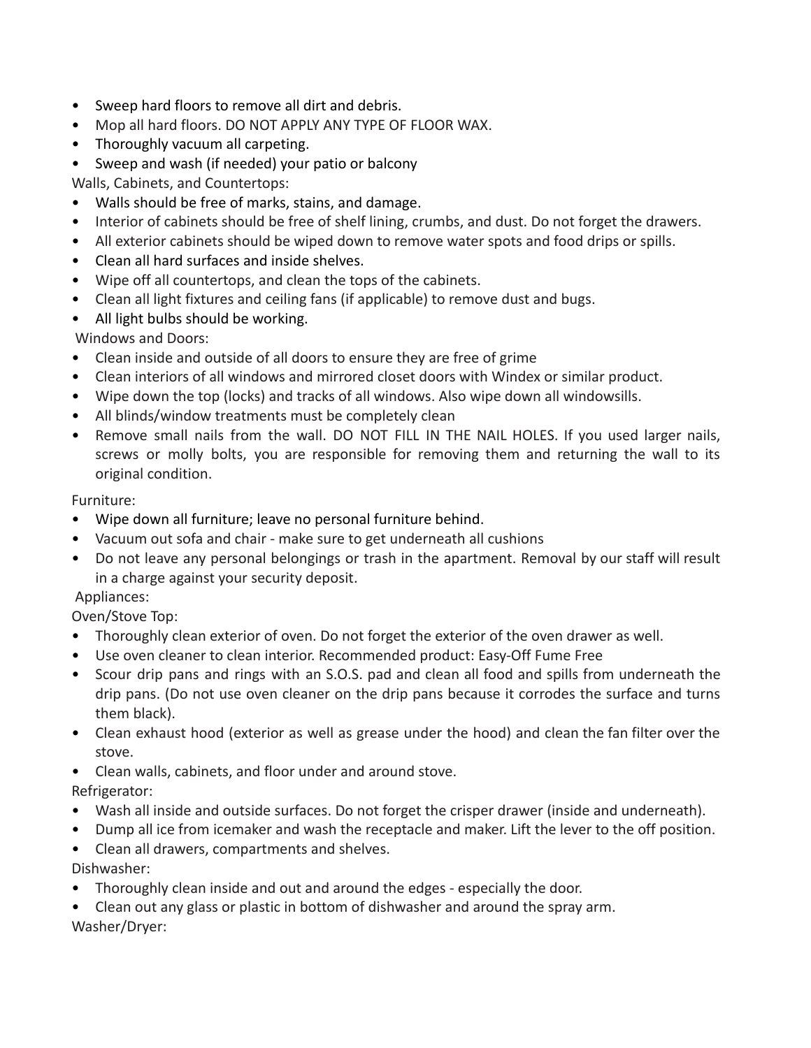- Sweep hard floors to remove all dirt and debris.
- Mop all hard floors. DO NOT APPLY ANY TYPE OF FLOOR WAX.
- Thoroughly vacuum all carpeting.
- Sweep and wash (if needed) your patio or balcony

Walls, Cabinets, and Countertops:

- Walls should be free of marks, stains, and damage.
- Interior of cabinets should be free of shelf lining, crumbs, and dust. Do not forget the drawers.
- All exterior cabinets should be wiped down to remove water spots and food drips or spills.
- Clean all hard surfaces and inside shelves.
- Wipe off all countertops, and clean the tops of the cabinets.
- Clean all light fixtures and ceiling fans (if applicable) to remove dust and bugs.
- All light bulbs should be working.

Windows and Doors:

- Clean inside and outside of all doors to ensure they are free of grime
- Clean interiors of all windows and mirrored closet doors with Windex or similar product.
- Wipe down the top (locks) and tracks of all windows. Also wipe down all windowsills.
- All blinds/window treatments must be completely clean
- Remove small nails from the wall. DO NOT FILL IN THE NAIL HOLES. If you used larger nails, screws or molly bolts, you are responsible for removing them and returning the wall to its original condition.

Furniture:

- Wipe down all furniture; leave no personal furniture behind.
- Vacuum out sofa and chair - make sure to get underneath all cushions
- Do not leave any personal belongings or trash in the apartment. Removal by our staff will result in a charge against your security deposit.

Appliances:

Oven/Stove Top:

- Thoroughly clean exterior of oven. Do not forget the exterior of the oven drawer as well.
- Use oven cleaner to clean interior. Recommended product: Easy-Off Fume Free
- Scour drip pans and rings with an S.O.S. pad and clean all food and spills from underneath the drip pans. (Do not use oven cleaner on the drip pans because it corrodes the surface and turns them black).
- Clean exhaust hood (exterior as well as grease under the hood) and clean the fan filter over the stove.
- Clean walls, cabinets, and floor under and around stove.

Refrigerator:

- Wash all inside and outside surfaces. Do not forget the crisper drawer (inside and underneath).
- Dump all ice from icemaker and wash the receptacle and maker. Lift the lever to the off position.
- Clean all drawers, compartments and shelves.

Dishwasher:

- Thoroughly clean inside and out and around the edges - especially the door.
- Clean out any glass or plastic in bottom of dishwasher and around the spray arm.

Washer/Dryer: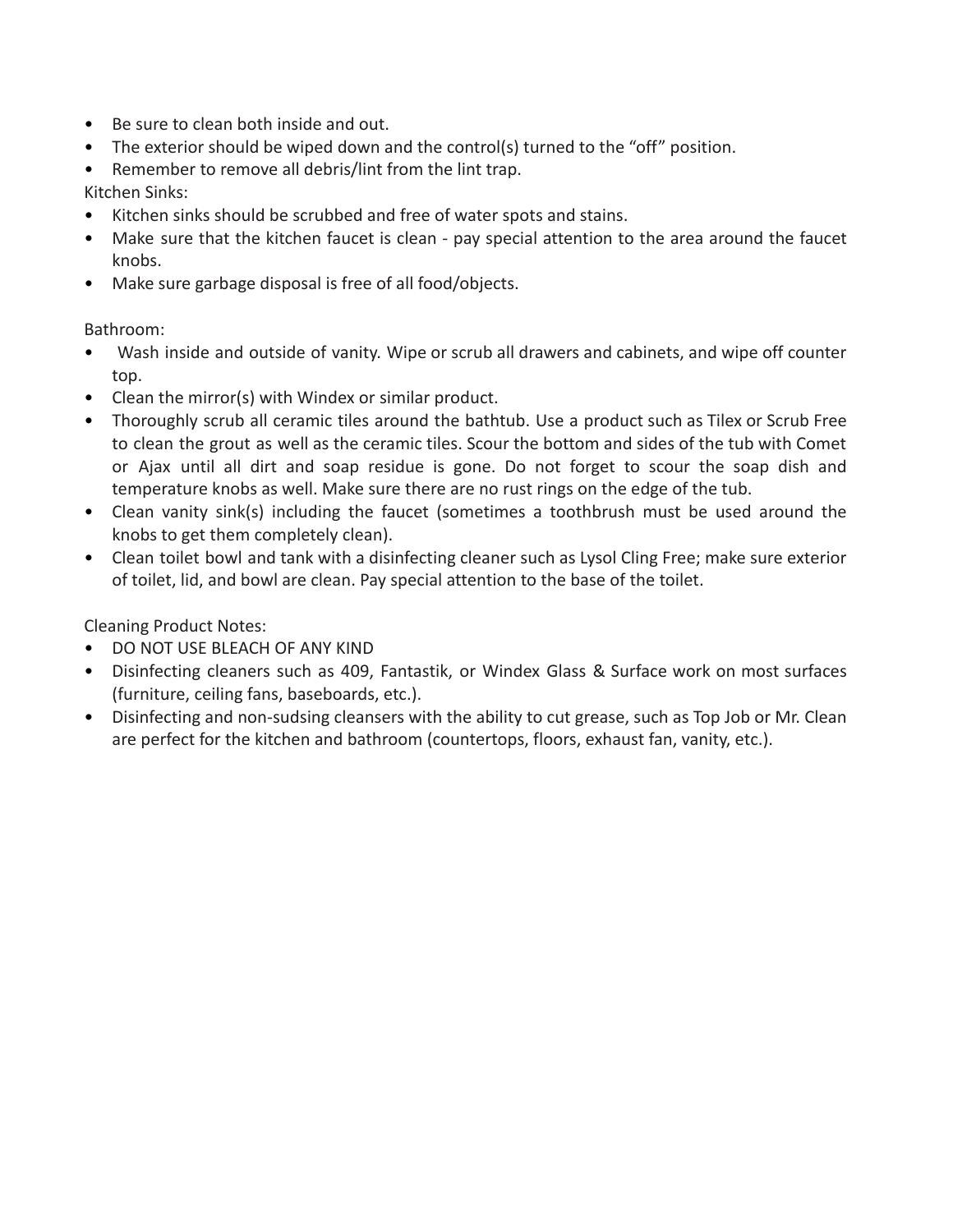- Be sure to clean both inside and out.
- The exterior should be wiped down and the control(s) turned to the "off" position.
- Remember to remove all debris/lint from the lint trap.

Kitchen Sinks:

- Kitchen sinks should be scrubbed and free of water spots and stains.
- Make sure that the kitchen faucet is clean - pay special attention to the area around the faucet knobs.
- Make sure garbage disposal is free of all food/objects.

Bathroom:

- Wash inside and outside of vanity. Wipe or scrub all drawers and cabinets, and wipe off counter top.
- Clean the mirror(s) with Windex or similar product.
- Thoroughly scrub all ceramic tiles around the bathtub. Use a product such as Tilex or Scrub Free to clean the grout as well as the ceramic tiles. Scour the bottom and sides of the tub with Comet or Ajax until all dirt and soap residue is gone. Do not forget to scour the soap dish and temperature knobs as well. Make sure there are no rust rings on the edge of the tub.
- Clean vanity sink(s) including the faucet (sometimes a toothbrush must be used around the knobs to get them completely clean).
- Clean toilet bowl and tank with a disinfecting cleaner such as Lysol Cling Free; make sure exterior of toilet, lid, and bowl are clean. Pay special attention to the base of the toilet.

Cleaning Product Notes:

- DO NOT USE BLEACH OF ANY KIND
- Disinfecting cleaners such as 409, Fantastik, or Windex Glass & Surface work on most surfaces (furniture, ceiling fans, baseboards, etc.).
- Disinfecting and non-sudsing cleansers with the ability to cut grease, such as Top Job or Mr. Clean are perfect for the kitchen and bathroom (countertops, floors, exhaust fan, vanity, etc.).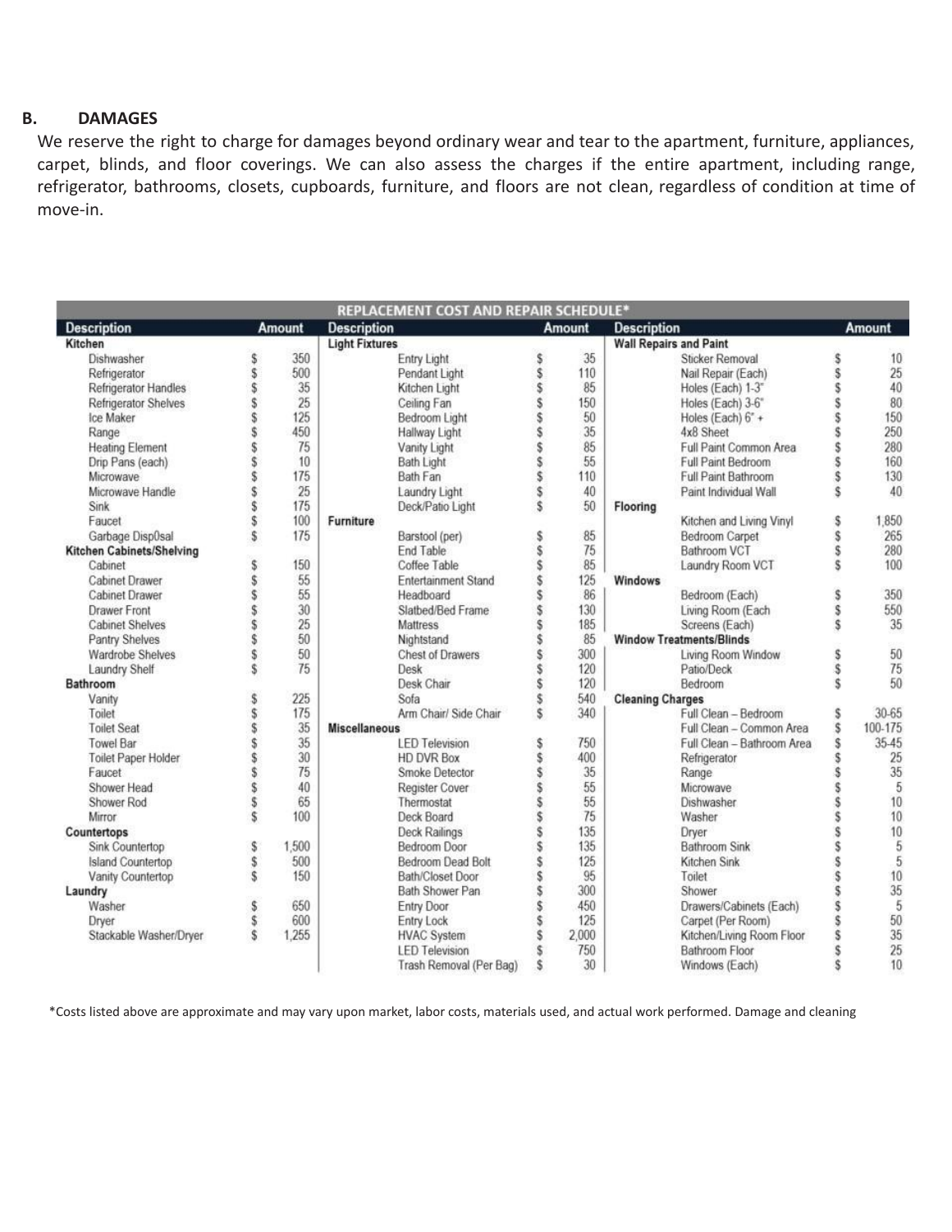**B. DAMAGES**

We reserve the right to charge for damages beyond ordinary wear and tear to the apartment, furniture, appliances, carpet, blinds, and floor coverings. We can also assess the charges if the entire apartment, including range, refrigerator, bathrooms, closets, cupboards, furniture, and floors are not clean, regardless of condition at time of move-in.

**REPLACEMENT COST AND REPAIR SCHEDULE***

| Description | Amount | Description | Amount | Description | Amount |
|---|---|---|---|---|---|
| **Kitchen** | | **Light Fixtures** | | **Wall Repairs and Paint** | |
| Dishwasher | $ 350 | Entry Light | $ 35 | Sticker Removal | $ 10 |
| Refrigerator | $ 500 | Pendant Light | $ 110 | Nail Repair (Each) | $ 25 |
| Refrigerator Handles | $ 35 | Kitchen Light | $ 85 | Holes (Each) 1-3" | $ 40 |
| Refrigerator Shelves | $ 25 | Ceiling Fan | $ 150 | Holes (Each) 3-6" | $ 80 |
| Ice Maker | $ 125 | Bedroom Light | $ 50 | Holes (Each) 6" + | $ 150 |
| Range | $ 450 | Hallway Light | $ 35 | 4x8 Sheet | $ 250 |
| Heating Element | $ 75 | Vanity Light | $ 85 | Full Paint Common Area | $ 280 |
| Drip Pans (each) | $ 10 | Bath Light | $ 55 | Full Paint Bedroom | $ 160 |
| Microwave | $ 175 | Bath Fan | $ 110 | Full Paint Bathroom | $ 130 |
| Microwave Handle | $ 25 | Laundry Light | $ 40 | Paint Individual Wall | $ 40 |
| Sink | $ 175 | Deck/Patio Light | $ 50 | **Flooring** | |
| Faucet | $ 100 | **Furniture** | | Kitchen and Living Vinyl | $ 1,850 |
| Garbage Disp0sal | $ 175 | Barstool (per) | $ 85 | Bedroom Carpet | $ 265 |
| **Kitchen Cabinets/Shelving** | | End Table | $ 75 | Bathroom VCT | $ 280 |
| Cabinet | $ 150 | Coffee Table | $ 85 | Laundry Room VCT | $ 100 |
| Cabinet Drawer | $ 55 | Entertainment Stand | $ 125 | **Windows** | |
| Cabinet Drawer | $ 55 | Headboard | $ 86 | Bedroom (Each) | $ 350 |
| Drawer Front | $ 30 | Slatbed/Bed Frame | $ 130 | Living Room (Each | $ 550 |
| Cabinet Shelves | $ 25 | Mattress | $ 185 | Screens (Each) | $ 35 |
| Pantry Shelves | $ 50 | Nightstand | $ 85 | **Window Treatments/Blinds** | |
| Wardrobe Shelves | $ 50 | Chest of Drawers | $ 300 | Living Room Window | $ 50 |
| Laundry Shelf | $ 75 | Desk | $ 120 | Patio/Deck | $ 75 |
| **Bathroom** | | Desk Chair | $ 120 | Bedroom | $ 50 |
| Vanity | $ 225 | Sofa | $ 540 | **Cleaning Charges** | |
| Toilet | $ 175 | Arm Chair/ Side Chair | $ 340 | Full Clean – Bedroom | $ 30-65 |
| Toilet Seat | $ 35 | **Miscellaneous** | | Full Clean – Common Area | $ 100-175 |
| Towel Bar | $ 35 | LED Television | $ 750 | Full Clean – Bathroom Area | $ 35-45 |
| Toilet Paper Holder | $ 30 | HD DVR Box | $ 400 | Refrigerator | $ 25 |
| Faucet | $ 75 | Smoke Detector | $ 35 | Range | $ 35 |
| Shower Head | $ 40 | Register Cover | $ 55 | Microwave | $ 5 |
| Shower Rod | $ 65 | Thermostat | $ 55 | Dishwasher | $ 10 |
| Mirror | $ 100 | Deck Board | $ 75 | Washer | $ 10 |
| **Countertops** | | Deck Railings | $ 135 | Dryer | $ 10 |
| Sink Countertop | $ 1,500 | Bedroom Door | $ 135 | Bathroom Sink | $ 5 |
| Island Countertop | $ 500 | Bedroom Dead Bolt | $ 125 | Kitchen Sink | $ 5 |
| Vanity Countertop | $ 150 | Bath/Closet Door | $ 95 | Toilet | $ 10 |
| **Laundry** | | Bath Shower Pan | $ 300 | Shower | $ 35 |
| Washer | $ 650 | Entry Door | $ 450 | Drawers/Cabinets (Each) | $ 5 |
| Dryer | $ 600 | Entry Lock | $ 125 | Carpet (Per Room) | $ 50 |
| Stackable Washer/Dryer | $ 1,255 | HVAC System | $ 2,000 | Kitchen/Living Room Floor | $ 35 |
| | | LED Television | $ 750 | Bathroom Floor | $ 25 |
| | | Trash Removal (Per Bag) | $ 30 | Windows (Each) | $ 10 |

*Costs listed above are approximate and may vary upon market, labor costs, materials used, and actual work performed. Damage and cleaning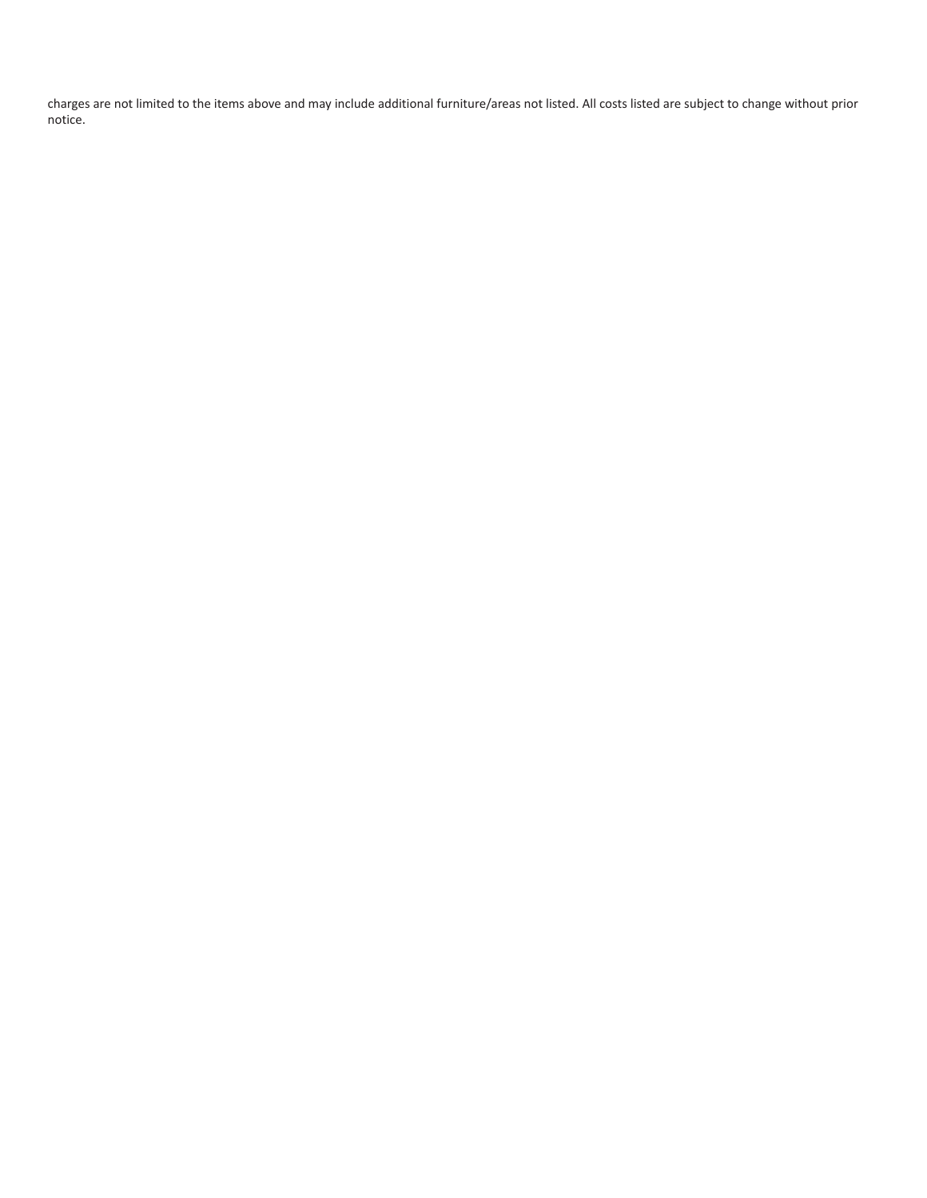charges are not limited to the items above and may include additional furniture/areas not listed. All costs listed are subject to change without prior notice.